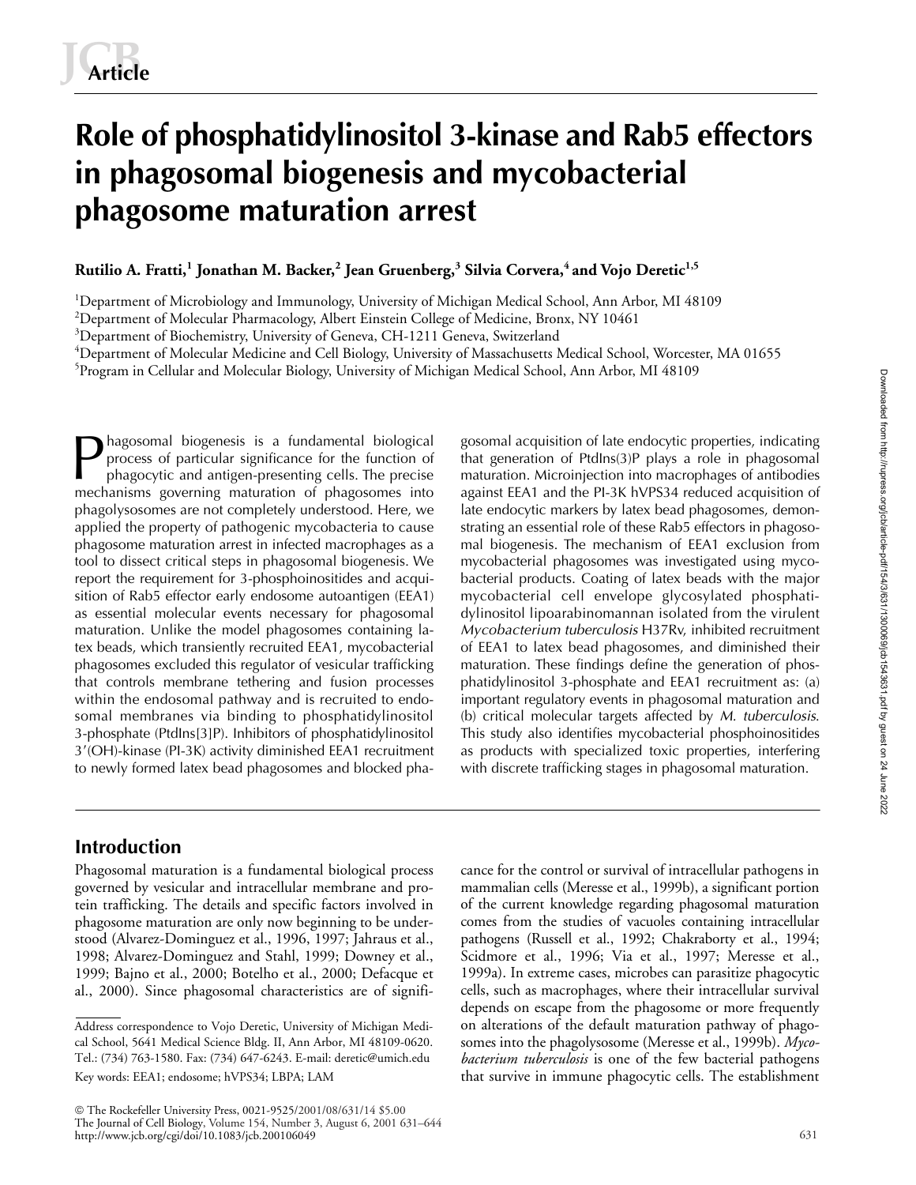# Role of phosphatidylinositol 3-kinase and Rab5 effectors in phagosomal biogenesis and mycobacterial phagosome maturation arrest

**Rutilio A. Fratti,[1] Jonathan M. Backer,[2] Jean Gruenberg,[3] Silvia Corvera,[4] and Vojo Deretic[1,5]**

[1]Department of Microbiology and Immunology, University of Michigan Medical School, Ann Arbor, MI 48109
[2]Department of Molecular Pharmacology, Albert Einstein College of Medicine, Bronx, NY 10461
[3]Department of Biochemistry, University of Geneva, CH-1211 Geneva, Switzerland
[4]Department of Molecular Medicine and Cell Biology, University of Massachusetts Medical School, Worcester, MA 01655
[5]Program in Cellular and Molecular Biology, University of Michigan Medical School, Ann Arbor, MI 48109

Phagosomal biogenesis is a fundamental biological process of particular significance for the function of phagocytic and antigen-presenting cells. The precise mechanisms governing maturation of phagosomes into phagolysosomes are not completely understood. Here, we applied the property of pathogenic mycobacteria to cause phagosome maturation arrest in infected macrophages as a tool to dissect critical steps in phagosomal biogenesis. We report the requirement for 3-phosphoinositides and acquisition of Rab5 effector early endosome autoantigen (EEA1) as essential molecular events necessary for phagosomal maturation. Unlike the model phagosomes containing latex beads, which transiently recruited EEA1, mycobacterial phagosomes excluded this regulator of vesicular trafficking that controls membrane tethering and fusion processes within the endosomal pathway and is recruited to endosomal membranes via binding to phosphatidylinositol 3-phosphate (PtdIns[3]P). Inhibitors of phosphatidylinositol 3′(OH)-kinase (PI-3K) activity diminished EEA1 recruitment to newly formed latex bead phagosomes and blocked phagosomal acquisition of late endocytic properties, indicating that generation of PtdIns(3)P plays a role in phagosomal maturation. Microinjection into macrophages of antibodies against EEA1 and the PI-3K hVPS34 reduced acquisition of late endocytic markers by latex bead phagosomes, demonstrating an essential role of these Rab5 effectors in phagosomal biogenesis. The mechanism of EEA1 exclusion from mycobacterial phagosomes was investigated using mycobacterial products. Coating of latex beads with the major mycobacterial cell envelope glycosylated phosphatidylinositol lipoarabinomannan isolated from the virulent *Mycobacterium tuberculosis* H37Rv, inhibited recruitment of EEA1 to latex bead phagosomes, and diminished their maturation. These findings define the generation of phosphatidylinositol 3-phosphate and EEA1 recruitment as: (a) important regulatory events in phagosomal maturation and (b) critical molecular targets affected by *M. tuberculosis*. This study also identifies mycobacterial phosphoinositides as products with specialized toxic properties, interfering with discrete trafficking stages in phagosomal maturation.

## Introduction

Phagosomal maturation is a fundamental biological process governed by vesicular and intracellular membrane and protein trafficking. The details and specific factors involved in phagosome maturation are only now beginning to be understood (Alvarez-Dominguez et al., 1996, 1997; Jahraus et al., 1998; Alvarez-Dominguez and Stahl, 1999; Downey et al., 1999; Bajno et al., 2000; Botelho et al., 2000; Defacque et al., 2000). Since phagosomal characteristics are of significance for the control or survival of intracellular pathogens in mammalian cells (Meresse et al., 1999b), a significant portion of the current knowledge regarding phagosomal maturation comes from the studies of vacuoles containing intracellular pathogens (Russell et al., 1992; Chakraborty et al., 1994; Scidmore et al., 1996; Via et al., 1997; Meresse et al., 1999a). In extreme cases, microbes can parasitize phagocytic cells, such as macrophages, where their intracellular survival depends on escape from the phagosome or more frequently on alterations of the default maturation pathway of phagosomes into the phagolysosome (Meresse et al., 1999b). *Mycobacterium tuberculosis* is one of the few bacterial pathogens that survive in immune phagocytic cells. The establishment

Address correspondence to Vojo Deretic, University of Michigan Medical School, 5641 Medical Science Bldg. II, Ann Arbor, MI 48109-0620. Tel.: (734) 763-1580. Fax: (734) 647-6243. E-mail: deretic@umich.edu

Key words: EEA1; endosome; hVPS34; LBPA; LAM

© The Rockefeller University Press, 0021-9525/2001/08/631/14 $5.00
The Journal of Cell Biology, Volume 154, Number 3, August 6, 2001 631–644
http://www.jcb.org/cgi/doi/10.1083/jcb.200106049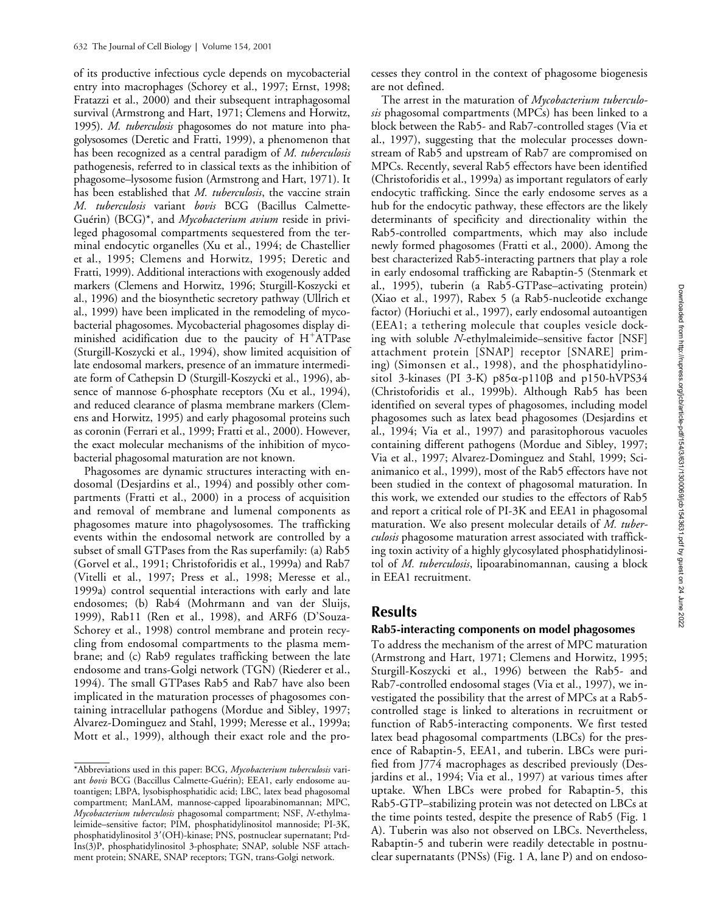of its productive infectious cycle depends on mycobacterial entry into macrophages (Schorey et al., 1997; Ernst, 1998; Fratazzi et al., 2000) and their subsequent intraphagosomal survival (Armstrong and Hart, 1971; Clemens and Horwitz, 1995). *M. tuberculosis* phagosomes do not mature into phagolysosomes (Deretic and Fratti, 1999), a phenomenon that has been recognized as a central paradigm of *M. tuberculosis* pathogenesis, referred to in classical texts as the inhibition of phagosome–lysosome fusion (Armstrong and Hart, 1971). It has been established that *M. tuberculosis*, the vaccine strain *M. tuberculosis* variant *bovis* BCG (Bacillus Calmette-Guérin) (BCG)*, and *Mycobacterium avium* reside in privileged phagosomal compartments sequestered from the terminal endocytic organelles (Xu et al., 1994; de Chastellier et al., 1995; Clemens and Horwitz, 1995; Deretic and Fratti, 1999). Additional interactions with exogenously added markers (Clemens and Horwitz, 1996; Sturgill-Koszycki et al., 1996) and the biosynthetic secretory pathway (Ullrich et al., 1999) have been implicated in the remodeling of mycobacterial phagosomes. Mycobacterial phagosomes display diminished acidification due to the paucity of $H^+$ATPase (Sturgill-Koszycki et al., 1994), show limited acquisition of late endosomal markers, presence of an immature intermediate form of Cathepsin D (Sturgill-Koszycki et al., 1996), absence of mannose 6-phosphate receptors (Xu et al., 1994), and reduced clearance of plasma membrane markers (Clemens and Horwitz, 1995) and early phagosomal proteins such as coronin (Ferrari et al., 1999; Fratti et al., 2000). However, the exact molecular mechanisms of the inhibition of mycobacterial phagosomal maturation are not known.

Phagosomes are dynamic structures interacting with endosomal (Desjardins et al., 1994) and possibly other compartments (Fratti et al., 2000) in a process of acquisition and removal of membrane and lumenal components as phagosomes mature into phagolysosomes. The trafficking events within the endosomal network are controlled by a subset of small GTPases from the Ras superfamily: (a) Rab5 (Gorvel et al., 1991; Christoforidis et al., 1999a) and Rab7 (Vitelli et al., 1997; Press et al., 1998; Meresse et al., 1999a) control sequential interactions with early and late endosomes; (b) Rab4 (Mohrmann and van der Sluijs, 1999), Rab11 (Ren et al., 1998), and ARF6 (D'Souza-Schorey et al., 1998) control membrane and protein recycling from endosomal compartments to the plasma membrane; and (c) Rab9 regulates trafficking between the late endosome and trans-Golgi network (TGN) (Riederer et al., 1994). The small GTPases Rab5 and Rab7 have also been implicated in the maturation processes of phagosomes containing intracellular pathogens (Mordue and Sibley, 1997; Alvarez-Dominguez and Stahl, 1999; Meresse et al., 1999a; Mott et al., 1999), although their exact role and the processes they control in the context of phagosome biogenesis are not defined.

The arrest in the maturation of *Mycobacterium tuberculosis* phagosomal compartments (MPCs) has been linked to a block between the Rab5- and Rab7-controlled stages (Via et al., 1997), suggesting that the molecular processes downstream of Rab5 and upstream of Rab7 are compromised on MPCs. Recently, several Rab5 effectors have been identified (Christoforidis et al., 1999a) as important regulators of early endocytic trafficking. Since the early endosome serves as a hub for the endocytic pathway, these effectors are the likely determinants of specificity and directionality within the Rab5-controlled compartments, which may also include newly formed phagosomes (Fratti et al., 2000). Among the best characterized Rab5-interacting partners that play a role in early endosomal trafficking are Rabaptin-5 (Stenmark et al., 1995), tuberin (a Rab5-GTPase–activating protein) (Xiao et al., 1997), Rabex 5 (a Rab5-nucleotide exchange factor) (Horiuchi et al., 1997), early endosomal autoantigen (EEA1; a tethering molecule that couples vesicle docking with soluble *N*-ethylmaleimide–sensitive factor [NSF] attachment protein [SNAP] receptor [SNARE] priming) (Simonsen et al., 1998), and the phosphatidylinositol 3-kinases (PI 3-K) p85α-p110β and p150-hVPS34 (Christoforidis et al., 1999b). Although Rab5 has been identified on several types of phagosomes, including model phagosomes such as latex bead phagosomes (Desjardins et al., 1994; Via et al., 1997) and parasitophorous vacuoles containing different pathogens (Mordue and Sibley, 1997; Via et al., 1997; Alvarez-Dominguez and Stahl, 1999; Scianimanico et al., 1999), most of the Rab5 effectors have not been studied in the context of phagosomal maturation. In this work, we extended our studies to the effectors of Rab5 and report a critical role of PI-3K and EEA1 in phagosomal maturation. We also present molecular details of *M. tuberculosis* phagosome maturation arrest associated with trafficking toxin activity of a highly glycosylated phosphatidylinositol of *M. tuberculosis*, lipoarabinomannan, causing a block in EEA1 recruitment.

## Results

### Rab5-interacting components on model phagosomes

To address the mechanism of the arrest of MPC maturation (Armstrong and Hart, 1971; Clemens and Horwitz, 1995; Sturgill-Koszycki et al., 1996) between the Rab5- and Rab7-controlled endosomal stages (Via et al., 1997), we investigated the possibility that the arrest of MPCs at a Rab5-controlled stage is linked to alterations in recruitment or function of Rab5-interacting components. We first tested latex bead phagosomal compartments (LBCs) for the presence of Rabaptin-5, EEA1, and tuberin. LBCs were purified from J774 macrophages as described previously (Desjardins et al., 1994; Via et al., 1997) at various times after uptake. When LBCs were probed for Rabaptin-5, this Rab5-GTP–stabilizing protein was not detected on LBCs at the time points tested, despite the presence of Rab5 (Fig. 1 A). Tuberin was also not observed on LBCs. Nevertheless, Rabaptin-5 and tuberin were readily detectable in postnuclear supernatants (PNSs) (Fig. 1 A, lane P) and on endoso-

*Abbreviations used in this paper: BCG, *Mycobacterium tuberculosis* variant *bovis* BCG (Bacillus Calmette-Guérin); EEA1, early endosome autoantigen; LBPA, lysobisphosphatidic acid; LBC, latex bead phagosomal compartment; ManLAM, mannose-capped lipoarabinomannan; MPC, *Mycobacterium tuberculosis* phagosomal compartment; NSF, *N*-ethylmaleimide–sensitive factor; PIM, phosphatidylinositol mannoside; PI-3K, phosphatidylinositol 3′(OH)-kinase; PNS, postnuclear supernatant; PtdIns(3)P, phosphatidylinositol 3-phosphate; SNAP, soluble NSF attachment protein; SNARE, SNAP receptors; TGN, trans-Golgi network.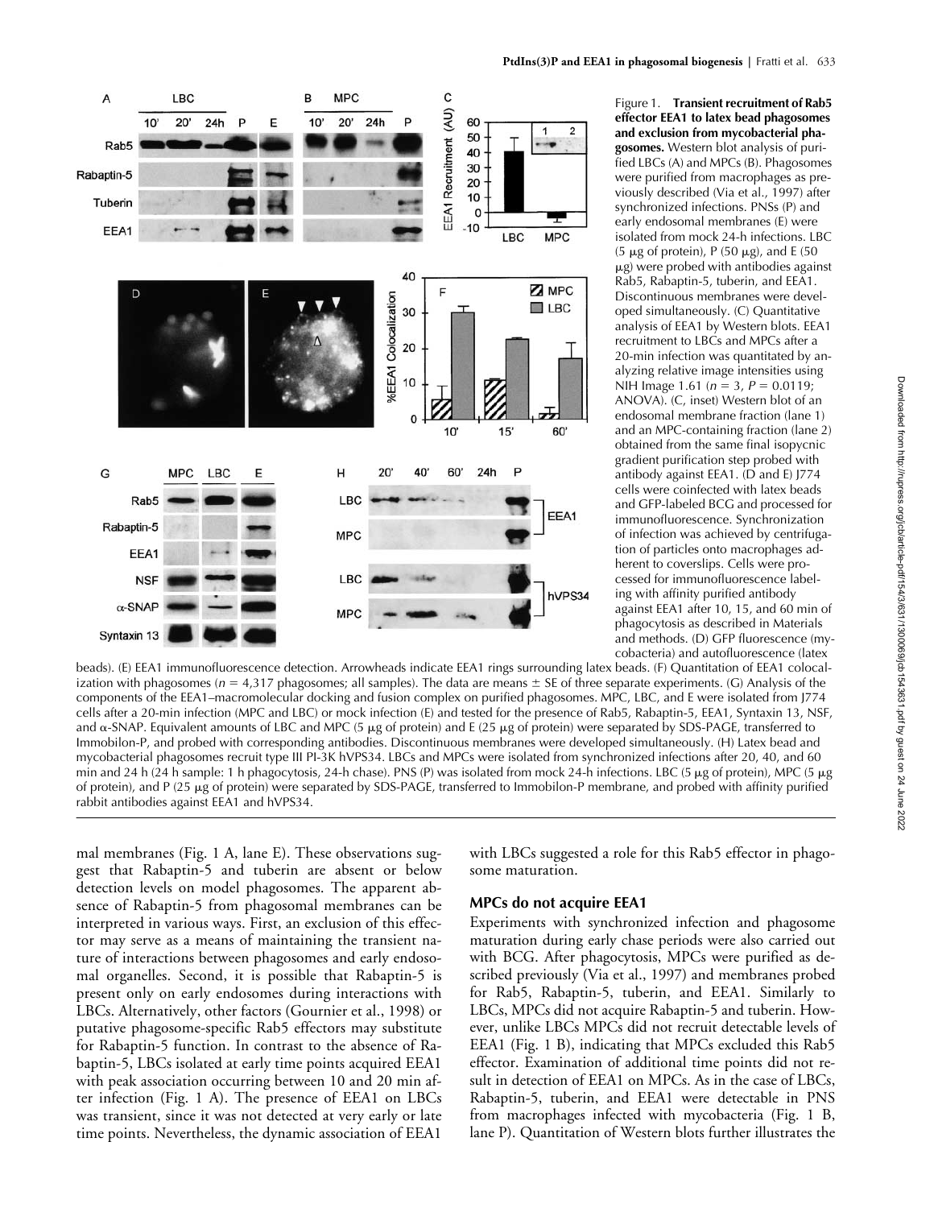Figure 1. **Transient recruitment of Rab5 effector EEA1 to latex bead phagosomes and exclusion from mycobacterial phagosomes.** Western blot analysis of purified LBCs (A) and MPCs (B). Phagosomes were purified from macrophages as previously described (Via et al., 1997) after synchronized infections. PNSs (P) and early endosomal membranes (E) were isolated from mock 24-h infections. LBC (5 μg of protein), P (50 μg), and E (50 μg) were probed with antibodies against Rab5, Rabaptin-5, tuberin, and EEA1. Discontinuous membranes were developed simultaneously. (C) Quantitative analysis of EEA1 by Western blots. EEA1 recruitment to LBCs and MPCs after a 20-min infection was quantitated by analyzing relative image intensities using NIH Image 1.61 ($n = 3$, $P = 0.0119$; ANOVA). (C, inset) Western blot of an endosomal membrane fraction (lane 1) and an MPC-containing fraction (lane 2) obtained from the same final isopycnic gradient purification step probed with antibody against EEA1. (D and E) J774 cells were coinfected with latex beads and GFP-labeled BCG and processed for immunofluorescence. Synchronization of infection was achieved by centrifugation of particles onto macrophages adherent to coverslips. Cells were processed for immunofluorescence labeling with affinity purified antibody against EEA1 after 10, 15, and 60 min of phagocytosis as described in Materials and methods. (D) GFP fluorescence (mycobacteria) and autofluorescence (latex beads). (E) EEA1 immunofluorescence detection. Arrowheads indicate EEA1 rings surrounding latex beads. (F) Quantitation of EEA1 colocalization with phagosomes ($n = 4,317$ phagosomes; all samples). The data are means ± SE of three separate experiments. (G) Analysis of the components of the EEA1–macromolecular docking and fusion complex on purified phagosomes. MPC, LBC, and E were isolated from J774 cells after a 20-min infection (MPC and LBC) or mock infection (E) and tested for the presence of Rab5, Rabaptin-5, EEA1, Syntaxin 13, NSF, and α-SNAP. Equivalent amounts of LBC and MPC (5 μg of protein) and E (25 μg of protein) were separated by SDS-PAGE, transferred to Immobilon-P, and probed with corresponding antibodies. Discontinuous membranes were developed simultaneously. (H) Latex bead and mycobacterial phagosomes recruit type III PI-3K hVPS34. LBCs and MPCs were isolated from synchronized infections after 20, 40, and 60 min and 24 h (24 h sample: 1 h phagocytosis, 24-h chase). PNS (P) was isolated from mock 24-h infections. LBC (5 μg of protein), MPC (5 μg of protein), and P (25 μg of protein) were separated by SDS-PAGE, transferred to Immobilon-P membrane, and probed with affinity purified rabbit antibodies against EEA1 and hVPS34.

mal membranes (Fig. 1 A, lane E). These observations suggest that Rabaptin-5 and tuberin are absent or below detection levels on model phagosomes. The apparent absence of Rabaptin-5 from phagosomal membranes can be interpreted in various ways. First, an exclusion of this effector may serve as a means of maintaining the transient nature of interactions between phagosomes and early endosomal organelles. Second, it is possible that Rabaptin-5 is present only on early endosomes during interactions with LBCs. Alternatively, other factors (Gournier et al., 1998) or putative phagosome-specific Rab5 effectors may substitute for Rabaptin-5 function. In contrast to the absence of Rabaptin-5, LBCs isolated at early time points acquired EEA1 with peak association occurring between 10 and 20 min after infection (Fig. 1 A). The presence of EEA1 on LBCs was transient, since it was not detected at very early or late time points. Nevertheless, the dynamic association of EEA1 with LBCs suggested a role for this Rab5 effector in phagosome maturation.

### MPCs do not acquire EEA1

Experiments with synchronized infection and phagosome maturation during early chase periods were also carried out with BCG. After phagocytosis, MPCs were purified as described previously (Via et al., 1997) and membranes probed for Rab5, Rabaptin-5, tuberin, and EEA1. Similarly to LBCs, MPCs did not acquire Rabaptin-5 and tuberin. However, unlike LBCs MPCs did not recruit detectable levels of EEA1 (Fig. 1 B), indicating that MPCs excluded this Rab5 effector. Examination of additional time points did not result in detection of EEA1 on MPCs. As in the case of LBCs, Rabaptin-5, tuberin, and EEA1 were detectable in PNS from macrophages infected with mycobacteria (Fig. 1 B, lane P). Quantitation of Western blots further illustrates the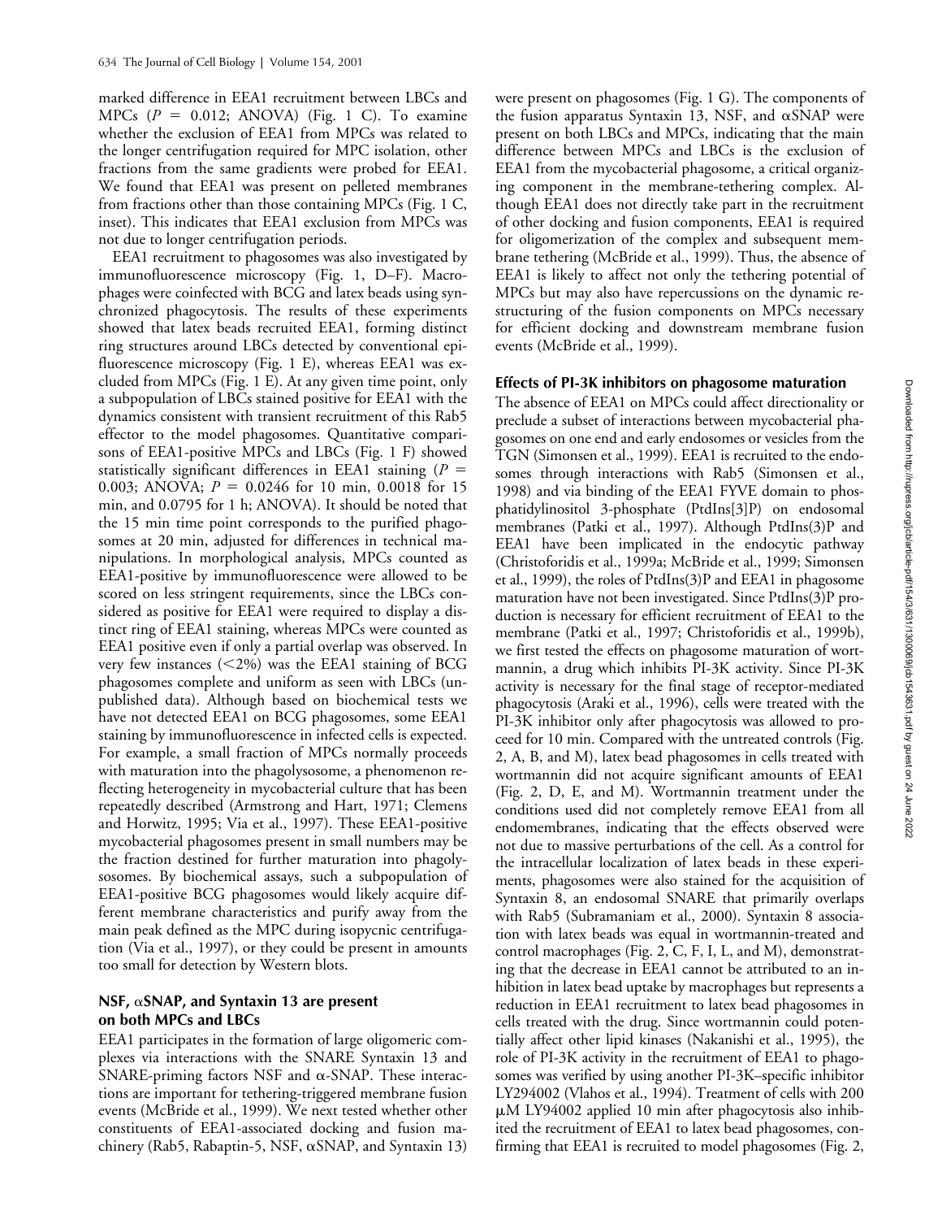marked difference in EEA1 recruitment between LBCs and MPCs ($P = 0.012$; ANOVA) (Fig. 1 C). To examine whether the exclusion of EEA1 from MPCs was related to the longer centrifugation required for MPC isolation, other fractions from the same gradients were probed for EEA1. We found that EEA1 was present on pelleted membranes from fractions other than those containing MPCs (Fig. 1 C, inset). This indicates that EEA1 exclusion from MPCs was not due to longer centrifugation periods.

EEA1 recruitment to phagosomes was also investigated by immunofluorescence microscopy (Fig. 1, D–F). Macrophages were coinfected with BCG and latex beads using synchronized phagocytosis. The results of these experiments showed that latex beads recruited EEA1, forming distinct ring structures around LBCs detected by conventional epifluorescence microscopy (Fig. 1 E), whereas EEA1 was excluded from MPCs (Fig. 1 E). At any given time point, only a subpopulation of LBCs stained positive for EEA1 with the dynamics consistent with transient recruitment of this Rab5 effector to the model phagosomes. Quantitative comparisons of EEA1-positive MPCs and LBCs (Fig. 1 F) showed statistically significant differences in EEA1 staining ($P = 0.003$; ANOVA; $P = 0.0246$ for 10 min, 0.0018 for 15 min, and 0.0795 for 1 h; ANOVA). It should be noted that the 15 min time point corresponds to the purified phagosomes at 20 min, adjusted for differences in technical manipulations. In morphological analysis, MPCs counted as EEA1-positive by immunofluorescence were allowed to be scored on less stringent requirements, since the LBCs considered as positive for EEA1 were required to display a distinct ring of EEA1 staining, whereas MPCs were counted as EEA1 positive even if only a partial overlap was observed. In very few instances (<2%) was the EEA1 staining of BCG phagosomes complete and uniform as seen with LBCs (unpublished data). Although based on biochemical tests we have not detected EEA1 on BCG phagosomes, some EEA1 staining by immunofluorescence in infected cells is expected. For example, a small fraction of MPCs normally proceeds with maturation into the phagolysosome, a phenomenon reflecting heterogeneity in mycobacterial culture that has been repeatedly described (Armstrong and Hart, 1971; Clemens and Horwitz, 1995; Via et al., 1997). These EEA1-positive mycobacterial phagosomes present in small numbers may be the fraction destined for further maturation into phagolysosomes. By biochemical assays, such a subpopulation of EEA1-positive BCG phagosomes would likely acquire different membrane characteristics and purify away from the main peak defined as the MPC during isopycnic centrifugation (Via et al., 1997), or they could be present in amounts too small for detection by Western blots.

## NSF, αSNAP, and Syntaxin 13 are present on both MPCs and LBCs

EEA1 participates in the formation of large oligomeric complexes via interactions with the SNARE Syntaxin 13 and SNARE-priming factors NSF and α-SNAP. These interactions are important for tethering-triggered membrane fusion events (McBride et al., 1999). We next tested whether other constituents of EEA1-associated docking and fusion machinery (Rab5, Rabaptin-5, NSF, αSNAP, and Syntaxin 13) were present on phagosomes (Fig. 1 G). The components of the fusion apparatus Syntaxin 13, NSF, and αSNAP were present on both LBCs and MPCs, indicating that the main difference between MPCs and LBCs is the exclusion of EEA1 from the mycobacterial phagosome, a critical organizing component in the membrane-tethering complex. Although EEA1 does not directly take part in the recruitment of other docking and fusion components, EEA1 is required for oligomerization of the complex and subsequent membrane tethering (McBride et al., 1999). Thus, the absence of EEA1 is likely to affect not only the tethering potential of MPCs but may also have repercussions on the dynamic restructuring of the fusion components on MPCs necessary for efficient docking and downstream membrane fusion events (McBride et al., 1999).

## Effects of PI-3K inhibitors on phagosome maturation

The absence of EEA1 on MPCs could affect directionality or preclude a subset of interactions between mycobacterial phagosomes on one end and early endosomes or vesicles from the TGN (Simonsen et al., 1999). EEA1 is recruited to the endosomes through interactions with Rab5 (Simonsen et al., 1998) and via binding of the EEA1 FYVE domain to phosphatidylinositol 3-phosphate (PtdIns[3]P) on endosomal membranes (Patki et al., 1997). Although PtdIns(3)P and EEA1 have been implicated in the endocytic pathway (Christoforidis et al., 1999a; McBride et al., 1999; Simonsen et al., 1999), the roles of PtdIns(3)P and EEA1 in phagosome maturation have not been investigated. Since PtdIns(3)P production is necessary for efficient recruitment of EEA1 to the membrane (Patki et al., 1997; Christoforidis et al., 1999b), we first tested the effects on phagosome maturation of wortmannin, a drug which inhibits PI-3K activity. Since PI-3K activity is necessary for the final stage of receptor-mediated phagocytosis (Araki et al., 1996), cells were treated with the PI-3K inhibitor only after phagocytosis was allowed to proceed for 10 min. Compared with the untreated controls (Fig. 2, A, B, and M), latex bead phagosomes in cells treated with wortmannin did not acquire significant amounts of EEA1 (Fig. 2, D, E, and M). Wortmannin treatment under the conditions used did not completely remove EEA1 from all endomembranes, indicating that the effects observed were not due to massive perturbations of the cell. As a control for the intracellular localization of latex beads in these experiments, phagosomes were also stained for the acquisition of Syntaxin 8, an endosomal SNARE that primarily overlaps with Rab5 (Subramaniam et al., 2000). Syntaxin 8 association with latex beads was equal in wortmannin-treated and control macrophages (Fig. 2, C, F, I, L, and M), demonstrating that the decrease in EEA1 cannot be attributed to an inhibition in latex bead uptake by macrophages but represents a reduction in EEA1 recruitment to latex bead phagosomes in cells treated with the drug. Since wortmannin could potentially affect other lipid kinases (Nakanishi et al., 1995), the role of PI-3K activity in the recruitment of EEA1 to phagosomes was verified by using another PI-3K–specific inhibitor LY294002 (Vlahos et al., 1994). Treatment of cells with 200 μM LY94002 applied 10 min after phagocytosis also inhibited the recruitment of EEA1 to latex bead phagosomes, confirming that EEA1 is recruited to model phagosomes (Fig. 2,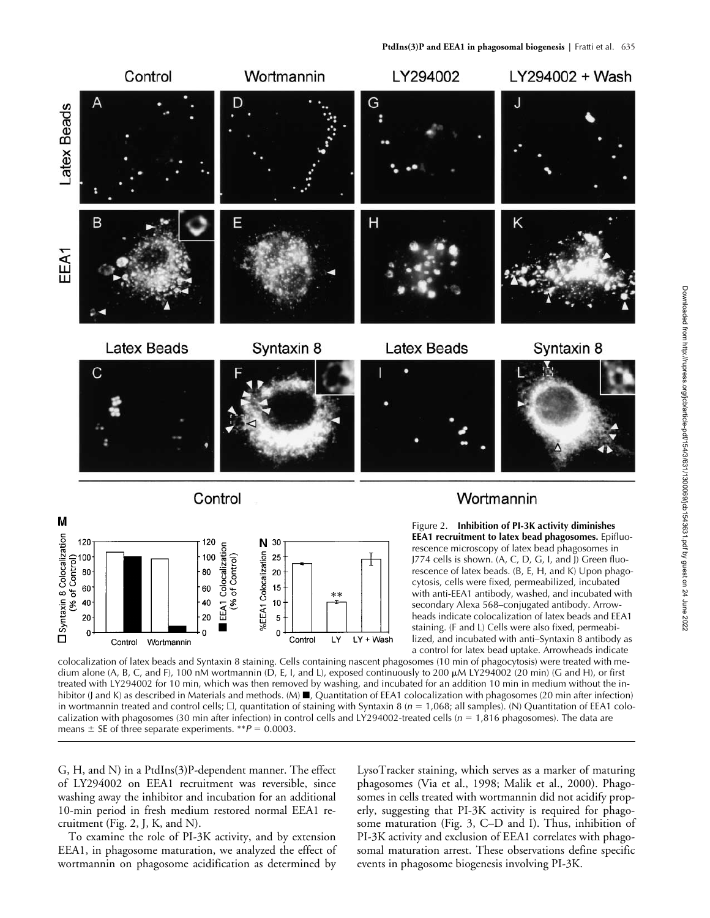Figure 2. **Inhibition of PI-3K activity diminishes EEA1 recruitment to latex bead phagosomes.** Epifluorescence microscopy of latex bead phagosomes in J774 cells is shown. (A, C, D, G, I, and J) Green fluorescence of latex beads. (B, E, H, and K) Upon phagocytosis, cells were fixed, permeabilized, incubated with anti-EEA1 antibody, washed, and incubated with secondary Alexa 568–conjugated antibody. Arrowheads indicate colocalization of latex beads and EEA1 staining. (F and L) Cells were also fixed, permeabilized, and incubated with anti–Syntaxin 8 antibody as a control for latex bead uptake. Arrowheads indicate colocalization of latex beads and Syntaxin 8 staining. Cells containing nascent phagosomes (10 min of phagocytosis) were treated with medium alone (A, B, C, and F), 100 nM wortmannin (D, E, I, and L), exposed continuously to 200 μM LY294002 (20 min) (G and H), or first treated with LY294002 for 10 min, which was then removed by washing, and incubated for an addition 10 min in medium without the inhibitor (J and K) as described in Materials and methods. (M) ■, Quantitation of EEA1 colocalization with phagosomes (20 min after infection) in wortmannin treated and control cells; □, quantitation of staining with Syntaxin 8 ($n$ = 1,068; all samples). (N) Quantitation of EEA1 colocalization with phagosomes (30 min after infection) in control cells and LY294002-treated cells ($n$ = 1,816 phagosomes). The data are means ± SE of three separate experiments. **$P$ = 0.0003.

G, H, and N) in a PtdIns(3)P-dependent manner. The effect of LY294002 on EEA1 recruitment was reversible, since washing away the inhibitor and incubation for an additional 10-min period in fresh medium restored normal EEA1 recruitment (Fig. 2, J, K, and N).

To examine the role of PI-3K activity, and by extension EEA1, in phagosome maturation, we analyzed the effect of wortmannin on phagosome acidification as determined by LysoTracker staining, which serves as a marker of maturing phagosomes (Via et al., 1998; Malik et al., 2000). Phagosomes in cells treated with wortmannin did not acidify properly, suggesting that PI-3K activity is required for phagosome maturation (Fig. 3, C–D and I). Thus, inhibition of PI-3K activity and exclusion of EEA1 correlates with phagosomal maturation arrest. These observations define specific events in phagosome biogenesis involving PI-3K.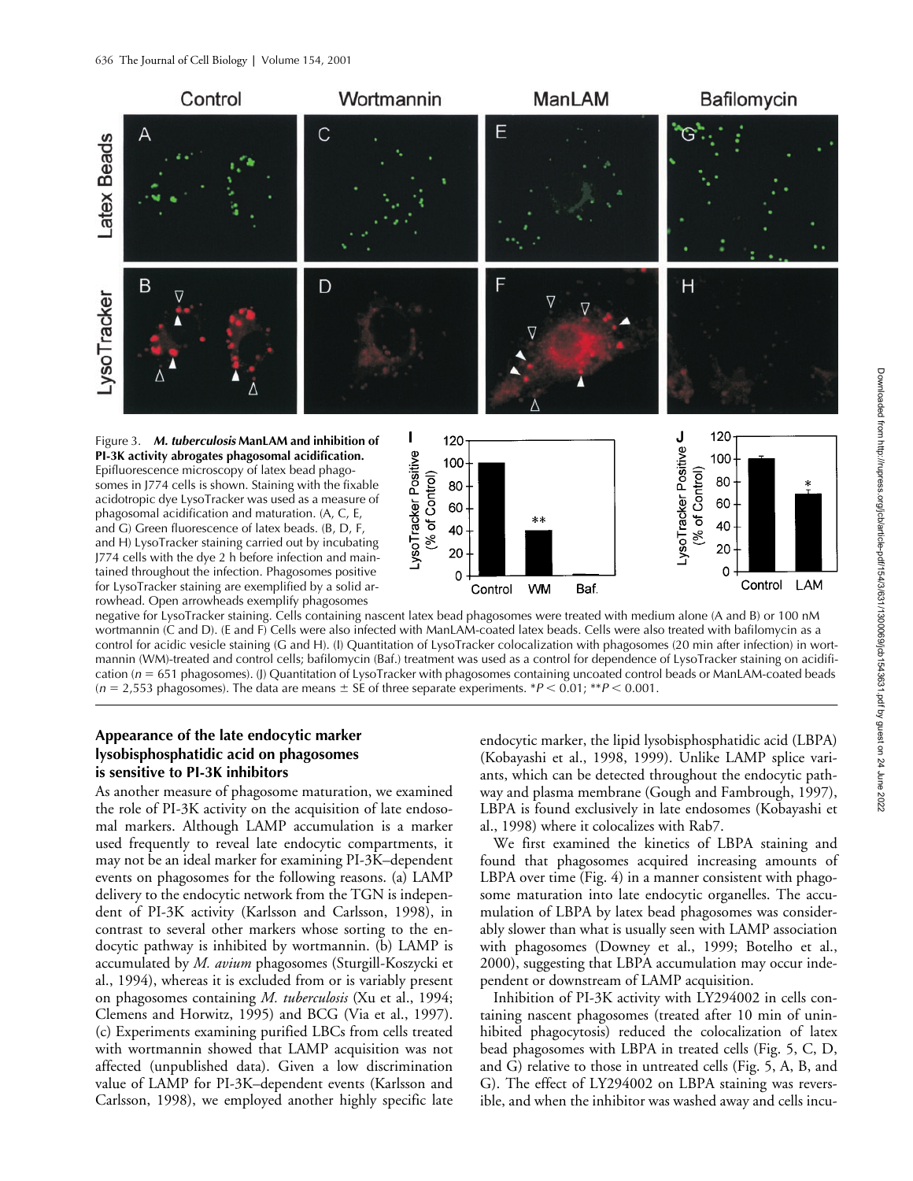Figure 3. ***M. tuberculosis* ManLAM and inhibition of PI-3K activity abrogates phagosomal acidification.** Epifluorescence microscopy of latex bead phagosomes in J774 cells is shown. Staining with the fixable acidotropic dye LysoTracker was used as a measure of phagosomal acidification and maturation. (A, C, E, and G) Green fluorescence of latex beads. (B, D, F, and H) LysoTracker staining carried out by incubating J774 cells with the dye 2 h before infection and maintained throughout the infection. Phagosomes positive for LysoTracker staining are exemplified by a solid arrowhead. Open arrowheads exemplify phagosomes negative for LysoTracker staining. Cells containing nascent latex bead phagosomes were treated with medium alone (A and B) or 100 nM wortmannin (C and D). (E and F) Cells were also infected with ManLAM-coated latex beads. Cells were also treated with bafilomycin as a control for acidic vesicle staining (G and H). (I) Quantitation of LysoTracker colocalization with phagosomes (20 min after infection) in wortmannin (WM)-treated and control cells; bafilomycin (Baf.) treatment was used as a control for dependence of LysoTracker staining on acidification ($n = 651$ phagosomes). (J) Quantitation of LysoTracker with phagosomes containing uncoated control beads or ManLAM-coated beads ($n = 2,553$ phagosomes). The data are means ± SE of three separate experiments. *$P < 0.01$; **$P < 0.001$.

### Appearance of the late endocytic marker lysobisphosphatidic acid on phagosomes is sensitive to PI-3K inhibitors

As another measure of phagosome maturation, we examined the role of PI-3K activity on the acquisition of late endosomal markers. Although LAMP accumulation is a marker used frequently to reveal late endocytic compartments, it may not be an ideal marker for examining PI-3K–dependent events on phagosomes for the following reasons. (a) LAMP delivery to the endocytic network from the TGN is independent of PI-3K activity (Karlsson and Carlsson, 1998), in contrast to several other markers whose sorting to the endocytic pathway is inhibited by wortmannin. (b) LAMP is accumulated by *M. avium* phagosomes (Sturgill-Koszycki et al., 1994), whereas it is excluded from or is variably present on phagosomes containing *M. tuberculosis* (Xu et al., 1994; Clemens and Horwitz, 1995) and BCG (Via et al., 1997). (c) Experiments examining purified LBCs from cells treated with wortmannin showed that LAMP acquisition was not affected (unpublished data). Given a low discrimination value of LAMP for PI-3K–dependent events (Karlsson and Carlsson, 1998), we employed another highly specific late endocytic marker, the lipid lysobisphosphatidic acid (LBPA) (Kobayashi et al., 1998, 1999). Unlike LAMP splice variants, which can be detected throughout the endocytic pathway and plasma membrane (Gough and Fambrough, 1997), LBPA is found exclusively in late endosomes (Kobayashi et al., 1998) where it colocalizes with Rab7.

We first examined the kinetics of LBPA staining and found that phagosomes acquired increasing amounts of LBPA over time (Fig. 4) in a manner consistent with phagosome maturation into late endocytic organelles. The accumulation of LBPA by latex bead phagosomes was considerably slower than what is usually seen with LAMP association with phagosomes (Downey et al., 1999; Botelho et al., 2000), suggesting that LBPA accumulation may occur independent or downstream of LAMP acquisition.

Inhibition of PI-3K activity with LY294002 in cells containing nascent phagosomes (treated after 10 min of uninhibited phagocytosis) reduced the colocalization of latex bead phagosomes with LBPA in treated cells (Fig. 5, C, D, and G) relative to those in untreated cells (Fig. 5, A, B, and G). The effect of LY294002 on LBPA staining was reversible, and when the inhibitor was washed away and cells incu-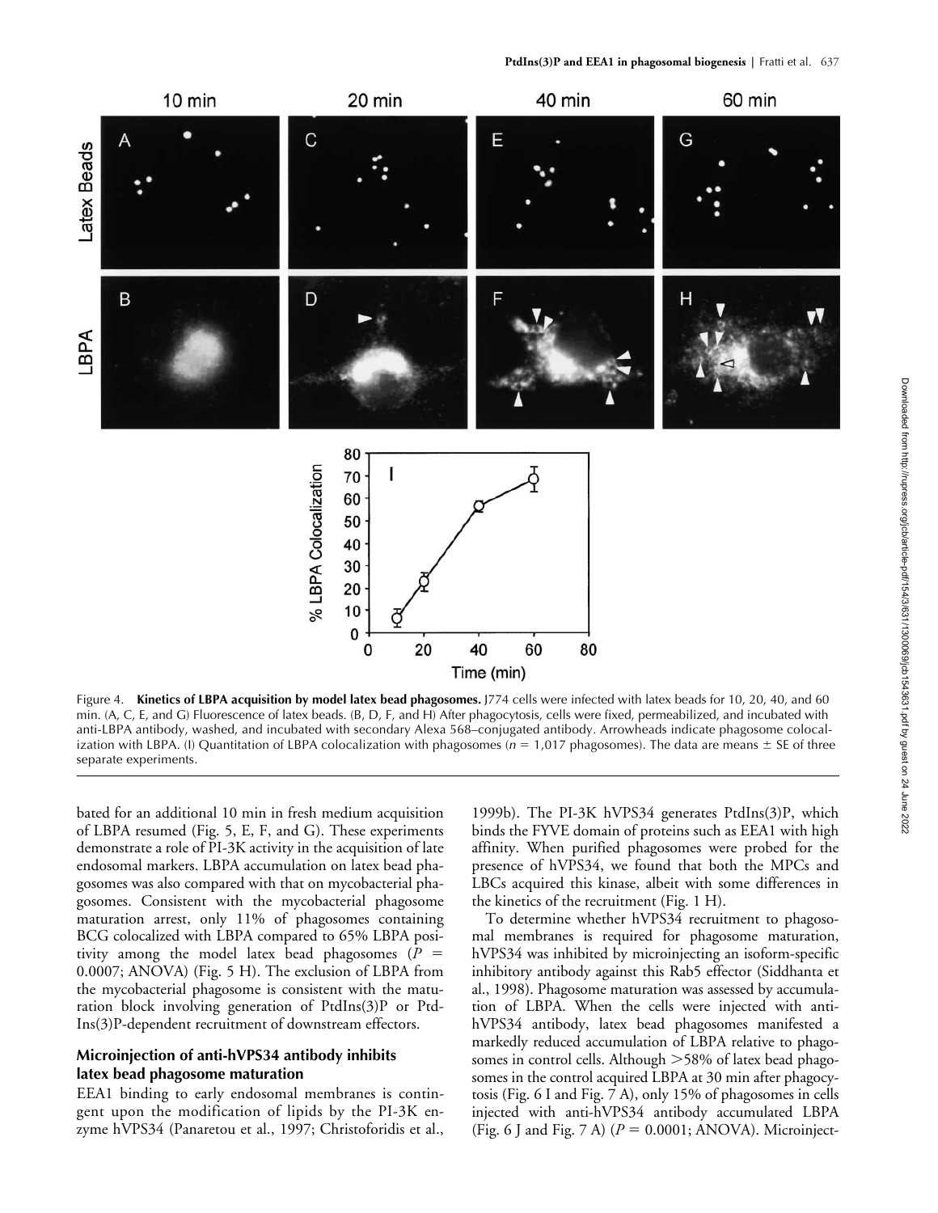Figure 4. **Kinetics of LBPA acquisition by model latex bead phagosomes.** J774 cells were infected with latex beads for 10, 20, 40, and 60 min. (A, C, E, and G) Fluorescence of latex beads. (B, D, F, and H) After phagocytosis, cells were fixed, permeabilized, and incubated with anti-LBPA antibody, washed, and incubated with secondary Alexa 568–conjugated antibody. Arrowheads indicate phagosome colocalization with LBPA. (I) Quantitation of LBPA colocalization with phagosomes ($n$ = 1,017 phagosomes). The data are means ± SE of three separate experiments.

bated for an additional 10 min in fresh medium acquisition of LBPA resumed (Fig. 5, E, F, and G). These experiments demonstrate a role of PI-3K activity in the acquisition of late endosomal markers. LBPA accumulation on latex bead phagosomes was also compared with that on mycobacterial phagosomes. Consistent with the mycobacterial phagosome maturation arrest, only 11% of phagosomes containing BCG colocalized with LBPA compared to 65% LBPA positivity among the model latex bead phagosomes ($P$ = 0.0007; ANOVA) (Fig. 5 H). The exclusion of LBPA from the mycobacterial phagosome is consistent with the maturation block involving generation of PtdIns(3)P or PtdIns(3)P-dependent recruitment of downstream effectors.

## Microinjection of anti-hVPS34 antibody inhibits latex bead phagosome maturation

EEA1 binding to early endosomal membranes is contingent upon the modification of lipids by the PI-3K enzyme hVPS34 (Panaretou et al., 1997; Christoforidis et al., 1999b). The PI-3K hVPS34 generates PtdIns(3)P, which binds the FYVE domain of proteins such as EEA1 with high affinity. When purified phagosomes were probed for the presence of hVPS34, we found that both the MPCs and LBCs acquired this kinase, albeit with some differences in the kinetics of the recruitment (Fig. 1 H).

To determine whether hVPS34 recruitment to phagosomal membranes is required for phagosome maturation, hVPS34 was inhibited by microinjecting an isoform-specific inhibitory antibody against this Rab5 effector (Siddhanta et al., 1998). Phagosome maturation was assessed by accumulation of LBPA. When the cells were injected with anti-hVPS34 antibody, latex bead phagosomes manifested a markedly reduced accumulation of LBPA relative to phagosomes in control cells. Although >58% of latex bead phagosomes in the control acquired LBPA at 30 min after phagocytosis (Fig. 6 I and Fig. 7 A), only 15% of phagosomes in cells injected with anti-hVPS34 antibody accumulated LBPA (Fig. 6 J and Fig. 7 A) ($P$ = 0.0001; ANOVA). Microinject-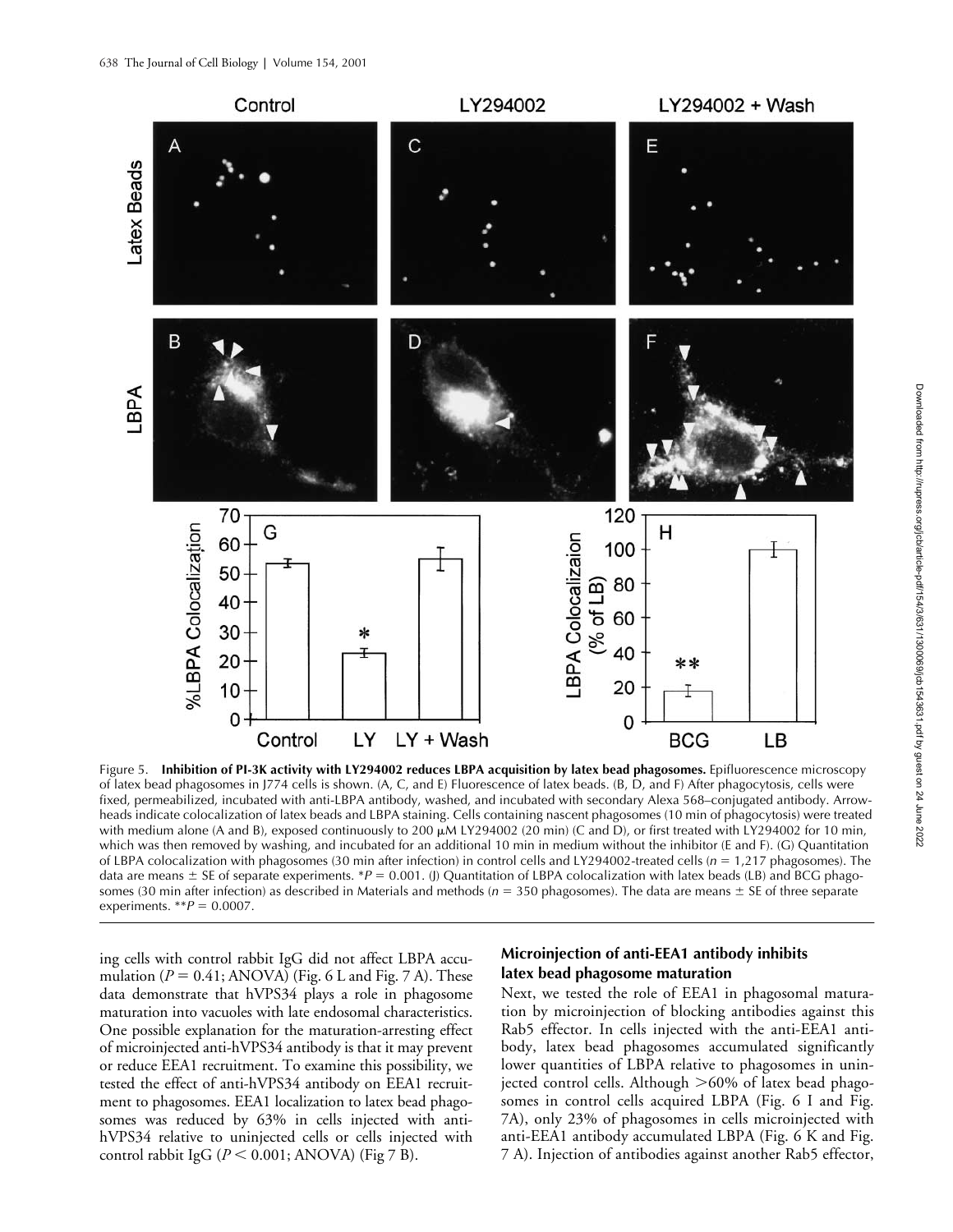Figure 5. **Inhibition of PI-3K activity with LY294002 reduces LBPA acquisition by latex bead phagosomes.** Epifluorescence microscopy of latex bead phagosomes in J774 cells is shown. (A, C, and E) Fluorescence of latex beads. (B, D, and F) After phagocytosis, cells were fixed, permeabilized, incubated with anti-LBPA antibody, washed, and incubated with secondary Alexa 568–conjugated antibody. Arrowheads indicate colocalization of latex beads and LBPA staining. Cells containing nascent phagosomes (10 min of phagocytosis) were treated with medium alone (A and B), exposed continuously to 200 μM LY294002 (20 min) (C and D), or first treated with LY294002 for 10 min, which was then removed by washing, and incubated for an additional 10 min in medium without the inhibitor (E and F). (G) Quantitation of LBPA colocalization with phagosomes (30 min after infection) in control cells and LY294002-treated cells ($n = 1,217$ phagosomes). The data are means ± SE of separate experiments. $*P = 0.001$. (J) Quantitation of LBPA colocalization with latex beads (LB) and BCG phagosomes (30 min after infection) as described in Materials and methods ($n = 350$ phagosomes). The data are means ± SE of three separate experiments. $**P = 0.0007$.

ing cells with control rabbit IgG did not affect LBPA accumulation ($P = 0.41$; ANOVA) (Fig. 6 L and Fig. 7 A). These data demonstrate that hVPS34 plays a role in phagosome maturation into vacuoles with late endosomal characteristics. One possible explanation for the maturation-arresting effect of microinjected anti-hVPS34 antibody is that it may prevent or reduce EEA1 recruitment. To examine this possibility, we tested the effect of anti-hVPS34 antibody on EEA1 recruitment to phagosomes. EEA1 localization to latex bead phagosomes was reduced by 63% in cells injected with anti-hVPS34 relative to uninjected cells or cells injected with control rabbit IgG ($P < 0.001$; ANOVA) (Fig 7 B).

### Microinjection of anti-EEA1 antibody inhibits latex bead phagosome maturation

Next, we tested the role of EEA1 in phagosomal maturation by microinjection of blocking antibodies against this Rab5 effector. In cells injected with the anti-EEA1 antibody, latex bead phagosomes accumulated significantly lower quantities of LBPA relative to phagosomes in uninjected control cells. Although >60% of latex bead phagosomes in control cells acquired LBPA (Fig. 6 I and Fig. 7A), only 23% of phagosomes in cells microinjected with anti-EEA1 antibody accumulated LBPA (Fig. 6 K and Fig. 7 A). Injection of antibodies against another Rab5 effector,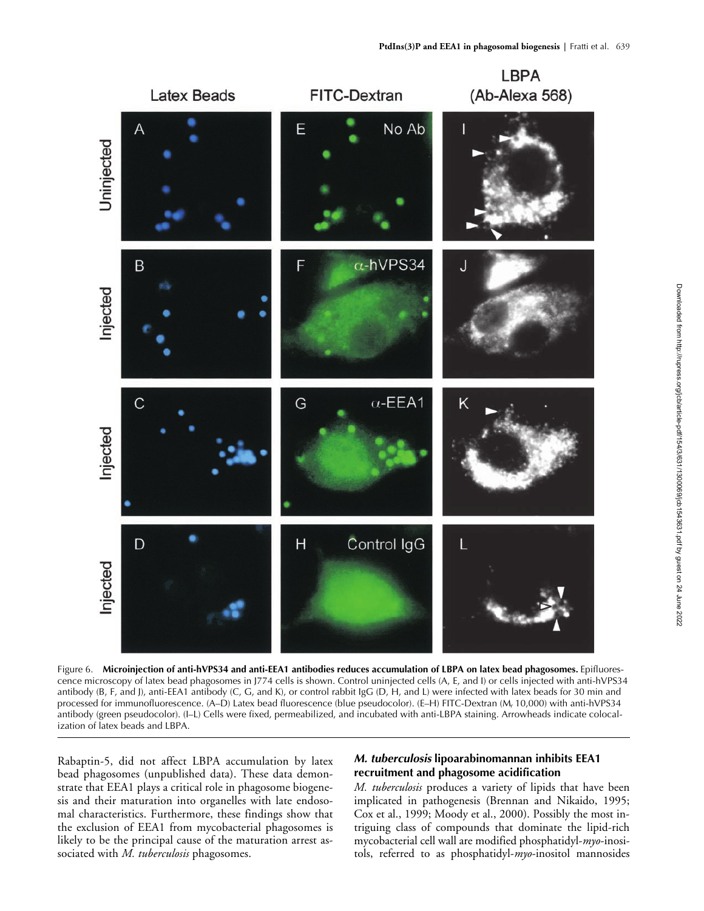Figure 6. **Microinjection of anti-hVPS34 and anti-EEA1 antibodies reduces accumulation of LBPA on latex bead phagosomes.** Epifluorescence microscopy of latex bead phagosomes in J774 cells is shown. Control uninjected cells (A, E, and I) or cells injected with anti-hVPS34 antibody (B, F, and J), anti-EEA1 antibody (C, G, and K), or control rabbit IgG (D, H, and L) were infected with latex beads for 30 min and processed for immunofluorescence. (A–D) Latex bead fluorescence (blue pseudocolor). (E–H) FITC-Dextran ($M_r$ 10,000) with anti-hVPS34 antibody (green pseudocolor). (I–L) Cells were fixed, permeabilized, and incubated with anti-LBPA staining. Arrowheads indicate colocalization of latex beads and LBPA.

Rabaptin-5, did not affect LBPA accumulation by latex bead phagosomes (unpublished data). These data demonstrate that EEA1 plays a critical role in phagosome biogenesis and their maturation into organelles with late endosomal characteristics. Furthermore, these findings show that the exclusion of EEA1 from mycobacterial phagosomes is likely to be the principal cause of the maturation arrest associated with *M. tuberculosis* phagosomes.

### *M. tuberculosis* lipoarabinomannan inhibits EEA1 recruitment and phagosome acidification

*M. tuberculosis* produces a variety of lipids that have been implicated in pathogenesis (Brennan and Nikaido, 1995; Cox et al., 1999; Moody et al., 2000). Possibly the most intriguing class of compounds that dominate the lipid-rich mycobacterial cell wall are modified phosphatidyl-*myo*-inositols, referred to as phosphatidyl-*myo*-inositol mannosides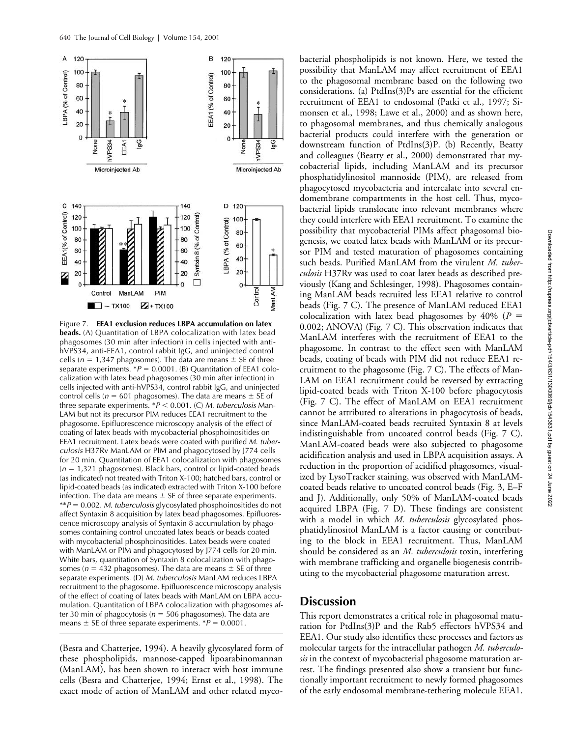Figure 7. **EEA1 exclusion reduces LBPA accumulation on latex beads.** (A) Quantitation of LBPA colocalization with latex bead phagosomes (30 min after infection) in cells injected with anti-hVPS34, anti-EEA1, control rabbit IgG, and uninjected control cells ($n$ = 1,347 phagosomes). The data are means ± SE of three separate experiments. *$P$ = 0.0001. (B) Quantitation of EEA1 colocalization with latex bead phagosomes (30 min after infection) in cells injected with anti-hVPS34, control rabbit IgG, and uninjected control cells ($n$ = 601 phagosomes). The data are means ± SE of three separate experiments. *$P$ < 0.001. (C) *M. tuberculosis* ManLAM but not its precursor PIM reduces EEA1 recruitment to the phagosome. Epifluorescence microscopy analysis of the effect of coating of latex beads with mycobacterial phosphoinositides on EEA1 recruitment. Latex beads were coated with purified *M. tuberculosis* H37Rv ManLAM or PIM and phagocytosed by J774 cells for 20 min. Quantitation of EEA1 colocalization with phagosomes ($n$ = 1,321 phagosomes). Black bars, control or lipid-coated beads (as indicated) not treated with Triton X-100; hatched bars, control or lipid-coated beads (as indicated) extracted with Triton X-100 before infection. The data are means ± SE of three separate experiments. **$P$ = 0.002. *M. tuberculosis* glycosylated phosphoinositides do not affect Syntaxin 8 acquisition by latex bead phagosomes. Epifluorescence microscopy analysis of Syntaxin 8 accumulation by phagosomes containing control uncoated latex beads or beads coated with mycobacterial phosphoinositides. Latex beads were coated with ManLAM or PIM and phagocytosed by J774 cells for 20 min. White bars, quantitation of Syntaxin 8 colocalization with phagosomes ($n$ = 432 phagosomes). The data are means ± SE of three separate experiments. (D) *M. tuberculosis* ManLAM reduces LBPA recruitment to the phagosome. Epifluorescence microscopy analysis of the effect of coating of latex beads with ManLAM on LBPA accumulation. Quantitation of LBPA colocalization with phagosomes after 30 min of phagocytosis ($n$ = 506 phagosomes). The data are means ± SE of three separate experiments. *$P$ = 0.0001.

(Besra and Chatterjee, 1994). A heavily glycosylated form of these phospholipids, mannose-capped lipoarabinomannan (ManLAM), has been shown to interact with host immune cells (Besra and Chatterjee, 1994; Ernst et al., 1998). The exact mode of action of ManLAM and other related mycobacterial phospholipids is not known. Here, we tested the possibility that ManLAM may affect recruitment of EEA1 to the phagosomal membrane based on the following two considerations. (a) PtdIns(3)Ps are essential for the efficient recruitment of EEA1 to endosomal (Patki et al., 1997; Simonsen et al., 1998; Lawe et al., 2000) and as shown here, to phagosomal membranes, and thus chemically analogous bacterial products could interfere with the generation or downstream function of PtdIns(3)P. (b) Recently, Beatty and colleagues (Beatty et al., 2000) demonstrated that mycobacterial lipids, including ManLAM and its precursor phosphatidylinositol mannoside (PIM), are released from phagocytosed mycobacteria and intercalate into several endomembrane compartments in the host cell. Thus, mycobacterial lipids translocate into relevant membranes where they could interfere with EEA1 recruitment. To examine the possibility that mycobacterial PIMs affect phagosomal biogenesis, we coated latex beads with ManLAM or its precursor PIM and tested maturation of phagosomes containing such beads. Purified ManLAM from the virulent *M. tuberculosis* H37Rv was used to coat latex beads as described previously (Kang and Schlesinger, 1998). Phagosomes containing ManLAM beads recruited less EEA1 relative to control beads (Fig. 7 C). The presence of ManLAM reduced EEA1 colocalization with latex bead phagosomes by 40% ($P$ = 0.002; ANOVA) (Fig. 7 C). This observation indicates that ManLAM interferes with the recruitment of EEA1 to the phagosome. In contrast to the effect seen with ManLAM beads, coating of beads with PIM did not reduce EEA1 recruitment to the phagosome (Fig. 7 C). The effects of ManLAM on EEA1 recruitment could be reversed by extracting lipid-coated beads with Triton X-100 before phagocytosis (Fig. 7 C). The effect of ManLAM on EEA1 recruitment cannot be attributed to alterations in phagocytosis of beads, since ManLAM-coated beads recruited Syntaxin 8 at levels indistinguishable from uncoated control beads (Fig. 7 C). ManLAM-coated beads were also subjected to phagosome acidification analysis and used in LBPA acquisition assays. A reduction in the proportion of acidified phagosomes, visualized by LysoTracker staining, was observed with ManLAM-coated beads relative to uncoated control beads (Fig. 3, E–F and J). Additionally, only 50% of ManLAM-coated beads acquired LBPA (Fig. 7 D). These findings are consistent with a model in which *M. tuberculosis* glycosylated phosphatidylinositol ManLAM is a factor causing or contributing to the block in EEA1 recruitment. Thus, ManLAM should be considered as an *M. tuberculosis* toxin, interfering with membrane trafficking and organelle biogenesis contributing to the mycobacterial phagosome maturation arrest.

## Discussion

This report demonstrates a critical role in phagosomal maturation for PtdIns(3)P and the Rab5 effectors hVPS34 and EEA1. Our study also identifies these processes and factors as molecular targets for the intracellular pathogen *M. tuberculosis* in the context of mycobacterial phagosome maturation arrest. The findings presented also show a transient but functionally important recruitment to newly formed phagosomes of the early endosomal membrane-tethering molecule EEA1.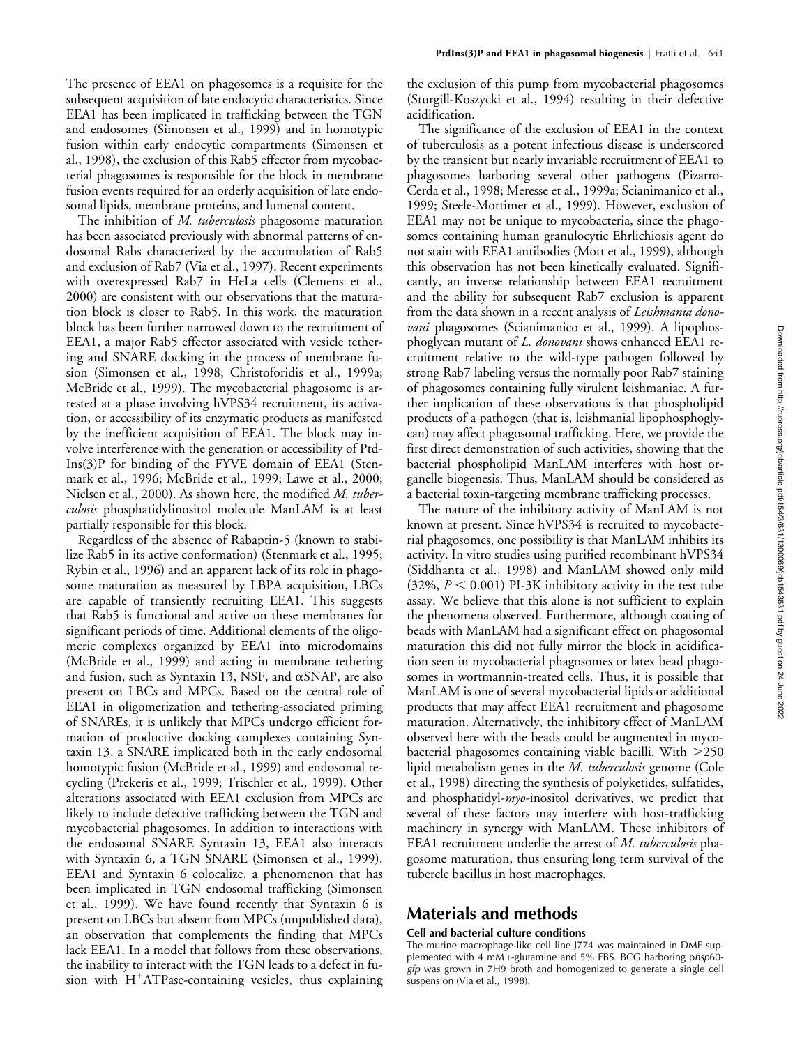The presence of EEA1 on phagosomes is a requisite for the subsequent acquisition of late endocytic characteristics. Since EEA1 has been implicated in trafficking between the TGN and endosomes (Simonsen et al., 1999) and in homotypic fusion within early endocytic compartments (Simonsen et al., 1998), the exclusion of this Rab5 effector from mycobacterial phagosomes is responsible for the block in membrane fusion events required for an orderly acquisition of late endosomal lipids, membrane proteins, and lumenal content.

The inhibition of *M. tuberculosis* phagosome maturation has been associated previously with abnormal patterns of endosomal Rabs characterized by the accumulation of Rab5 and exclusion of Rab7 (Via et al., 1997). Recent experiments with overexpressed Rab7 in HeLa cells (Clemens et al., 2000) are consistent with our observations that the maturation block is closer to Rab5. In this work, the maturation block has been further narrowed down to the recruitment of EEA1, a major Rab5 effector associated with vesicle tethering and SNARE docking in the process of membrane fusion (Simonsen et al., 1998; Christoforidis et al., 1999a; McBride et al., 1999). The mycobacterial phagosome is arrested at a phase involving hVPS34 recruitment, its activation, or accessibility of its enzymatic products as manifested by the inefficient acquisition of EEA1. The block may involve interference with the generation or accessibility of PtdIns(3)P for binding of the FYVE domain of EEA1 (Stenmark et al., 1996; McBride et al., 1999; Lawe et al., 2000; Nielsen et al., 2000). As shown here, the modified *M. tuberculosis* phosphatidylinositol molecule ManLAM is at least partially responsible for this block.

Regardless of the absence of Rabaptin-5 (known to stabilize Rab5 in its active conformation) (Stenmark et al., 1995; Rybin et al., 1996) and an apparent lack of its role in phagosome maturation as measured by LBPA acquisition, LBCs are capable of transiently recruiting EEA1. This suggests that Rab5 is functional and active on these membranes for significant periods of time. Additional elements of the oligomeric complexes organized by EEA1 into microdomains (McBride et al., 1999) and acting in membrane tethering and fusion, such as Syntaxin 13, NSF, and αSNAP, are also present on LBCs and MPCs. Based on the central role of EEA1 in oligomerization and tethering-associated priming of SNAREs, it is unlikely that MPCs undergo efficient formation of productive docking complexes containing Syntaxin 13, a SNARE implicated both in the early endosomal homotypic fusion (McBride et al., 1999) and endosomal recycling (Prekeris et al., 1999; Trischler et al., 1999). Other alterations associated with EEA1 exclusion from MPCs are likely to include defective trafficking between the TGN and mycobacterial phagosomes. In addition to interactions with the endosomal SNARE Syntaxin 13, EEA1 also interacts with Syntaxin 6, a TGN SNARE (Simonsen et al., 1999). EEA1 and Syntaxin 6 colocalize, a phenomenon that has been implicated in TGN endosomal trafficking (Simonsen et al., 1999). We have found recently that Syntaxin 6 is present on LBCs but absent from MPCs (unpublished data), an observation that complements the finding that MPCs lack EEA1. In a model that follows from these observations, the inability to interact with the TGN leads to a defect in fusion with $H^{+}$ATPase-containing vesicles, thus explaining the exclusion of this pump from mycobacterial phagosomes (Sturgill-Koszycki et al., 1994) resulting in their defective acidification.

The significance of the exclusion of EEA1 in the context of tuberculosis as a potent infectious disease is underscored by the transient but nearly invariable recruitment of EEA1 to phagosomes harboring several other pathogens (Pizarro-Cerda et al., 1998; Meresse et al., 1999a; Scianimanico et al., 1999; Steele-Mortimer et al., 1999). However, exclusion of EEA1 may not be unique to mycobacteria, since the phagosomes containing human granulocytic Ehrlichiosis agent do not stain with EEA1 antibodies (Mott et al., 1999), although this observation has not been kinetically evaluated. Significantly, an inverse relationship between EEA1 recruitment and the ability for subsequent Rab7 exclusion is apparent from the data shown in a recent analysis of *Leishmania donovani* phagosomes (Scianimanico et al., 1999). A lipophosphoglycan mutant of *L. donovani* shows enhanced EEA1 recruitment relative to the wild-type pathogen followed by strong Rab7 labeling versus the normally poor Rab7 staining of phagosomes containing fully virulent leishmaniae. A further implication of these observations is that phospholipid products of a pathogen (that is, leishmanial lipophosphoglycan) may affect phagosomal trafficking. Here, we provide the first direct demonstration of such activities, showing that the bacterial phospholipid ManLAM interferes with host organelle biogenesis. Thus, ManLAM should be considered as a bacterial toxin-targeting membrane trafficking processes.

The nature of the inhibitory activity of ManLAM is not known at present. Since hVPS34 is recruited to mycobacterial phagosomes, one possibility is that ManLAM inhibits its activity. In vitro studies using purified recombinant hVPS34 (Siddhanta et al., 1998) and ManLAM showed only mild (32%, $P < 0.001$) PI-3K inhibitory activity in the test tube assay. We believe that this alone is not sufficient to explain the phenomena observed. Furthermore, although coating of beads with ManLAM had a significant effect on phagosomal maturation this did not fully mirror the block in acidification seen in mycobacterial phagosomes or latex bead phagosomes in wortmannin-treated cells. Thus, it is possible that ManLAM is one of several mycobacterial lipids or additional products that may affect EEA1 recruitment and phagosome maturation. Alternatively, the inhibitory effect of ManLAM observed here with the beads could be augmented in mycobacterial phagosomes containing viable bacilli. With >250 lipid metabolism genes in the *M. tuberculosis* genome (Cole et al., 1998) directing the synthesis of polyketides, sulfatides, and phosphatidyl-*myo*-inositol derivatives, we predict that several of these factors may interfere with host-trafficking machinery in synergy with ManLAM. These inhibitors of EEA1 recruitment underlie the arrest of *M. tuberculosis* phagosome maturation, thus ensuring long term survival of the tubercle bacillus in host macrophages.

## Materials and methods

### Cell and bacterial culture conditions

The murine macrophage-like cell line J774 was maintained in DME supplemented with 4 mM L-glutamine and 5% FBS. BCG harboring p*hsp60-gfp* was grown in 7H9 broth and homogenized to generate a single cell suspension (Via et al., 1998).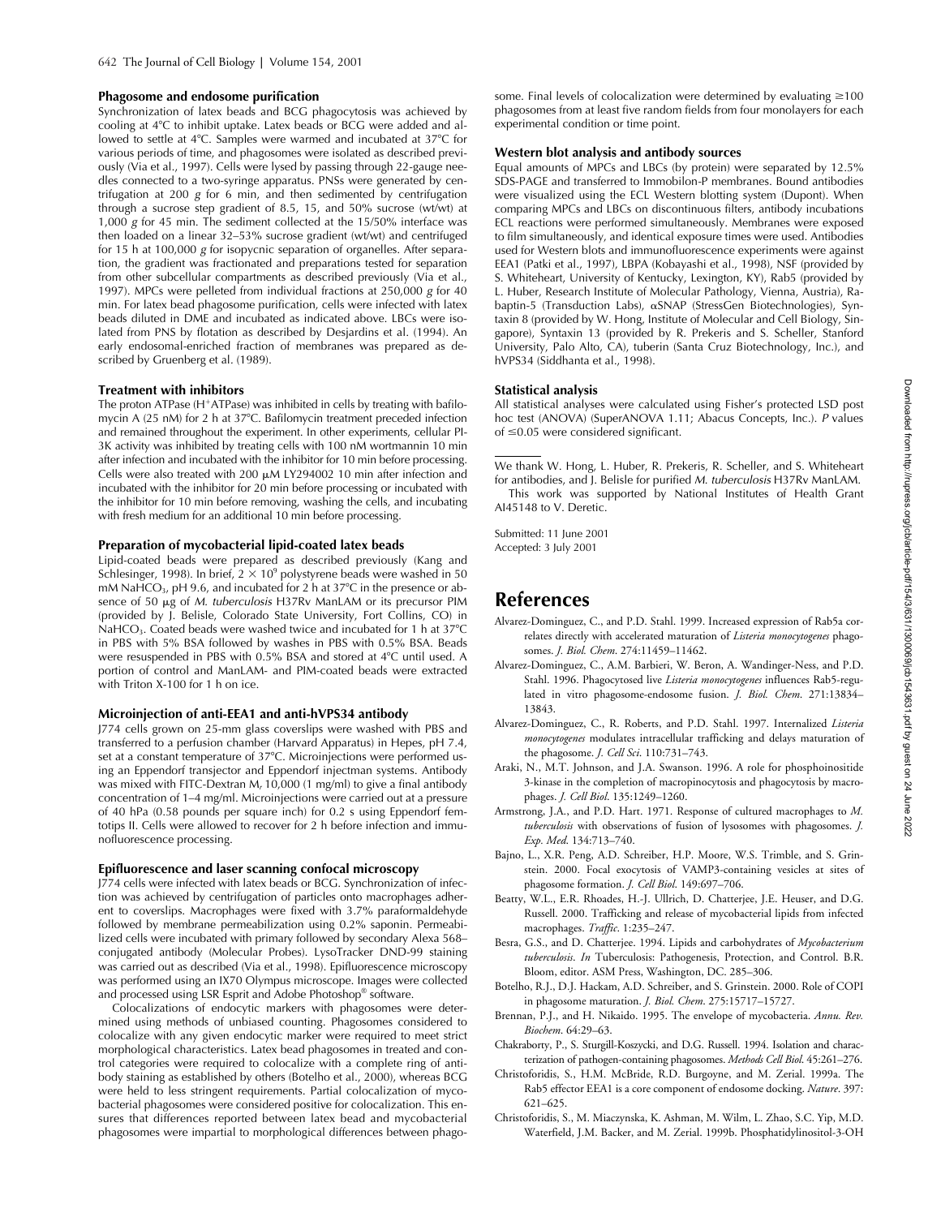#### Phagosome and endosome purification

Synchronization of latex beads and BCG phagocytosis was achieved by cooling at 4°C to inhibit uptake. Latex beads or BCG were added and allowed to settle at 4°C. Samples were warmed and incubated at 37°C for various periods of time, and phagosomes were isolated as described previously (Via et al., 1997). Cells were lysed by passing through 22-gauge needles connected to a two-syringe apparatus. PNSs were generated by centrifugation at 200 *g* for 6 min, and then sedimented by centrifugation through a sucrose step gradient of 8.5, 15, and 50% sucrose (wt/wt) at 1,000 *g* for 45 min. The sediment collected at the 15/50% interface was then loaded on a linear 32–53% sucrose gradient (wt/wt) and centrifuged for 15 h at 100,000 *g* for isopycnic separation of organelles. After separation, the gradient was fractionated and preparations tested for separation from other subcellular compartments as described previously (Via et al., 1997). MPCs were pelleted from individual fractions at 250,000 *g* for 40 min. For latex bead phagosome purification, cells were infected with latex beads diluted in DME and incubated as indicated above. LBCs were isolated from PNS by flotation as described by Desjardins et al. (1994). An early endosomal-enriched fraction of membranes was prepared as described by Gruenberg et al. (1989).

#### Treatment with inhibitors

The proton ATPase ($H^+$ATPase) was inhibited in cells by treating with bafilomycin A (25 nM) for 2 h at 37°C. Bafilomycin treatment preceded infection and remained throughout the experiment. In other experiments, cellular PI-3K activity was inhibited by treating cells with 100 nM wortmannin 10 min after infection and incubated with the inhibitor for 10 min before processing. Cells were also treated with 200 μM LY294002 10 min after infection and incubated with the inhibitor for 20 min before processing or incubated with the inhibitor for 10 min before removing, washing the cells, and incubating with fresh medium for an additional 10 min before processing.

#### Preparation of mycobacterial lipid-coated latex beads

Lipid-coated beads were prepared as described previously (Kang and Schlesinger, 1998). In brief, $2 \times 10^9$ polystyrene beads were washed in 50 mM $NaHCO_3$, pH 9.6, and incubated for 2 h at 37°C in the presence or absence of 50 μg of *M. tuberculosis* H37Rv ManLAM or its precursor PIM (provided by J. Belisle, Colorado State University, Fort Collins, CO) in $NaHCO_3$. Coated beads were washed twice and incubated for 1 h at 37°C in PBS with 5% BSA followed by washes in PBS with 0.5% BSA. Beads were resuspended in PBS with 0.5% BSA and stored at 4°C until used. A portion of control and ManLAM- and PIM-coated beads were extracted with Triton X-100 for 1 h on ice.

#### Microinjection of anti-EEA1 and anti-hVPS34 antibody

J774 cells grown on 25-mm glass coverslips were washed with PBS and transferred to a perfusion chamber (Harvard Apparatus) in Hepes, pH 7.4, set at a constant temperature of 37°C. Microinjections were performed using an Eppendorf transjector and Eppendorf injectman systems. Antibody was mixed with FITC-Dextran $M_r$ 10,000 (1 mg/ml) to give a final antibody concentration of 1–4 mg/ml. Microinjections were carried out at a pressure of 40 hPa (0.58 pounds per square inch) for 0.2 s using Eppendorf femtotips II. Cells were allowed to recover for 2 h before infection and immunofluorescence processing.

#### Epifluorescence and laser scanning confocal microscopy

J774 cells were infected with latex beads or BCG. Synchronization of infection was achieved by centrifugation of particles onto macrophages adherent to coverslips. Macrophages were fixed with 3.7% paraformaldehyde followed by membrane permeabilization using 0.2% saponin. Permeabilized cells were incubated with primary followed by secondary Alexa 568–conjugated antibody (Molecular Probes). LysoTracker DND-99 staining was carried out as described (Via et al., 1998). Epifluorescence microscopy was performed using an IX70 Olympus microscope. Images were collected and processed using LSR Esprit and Adobe Photoshop® software.

Colocalizations of endocytic markers with phagosomes were determined using methods of unbiased counting. Phagosomes considered to colocalize with any given endocytic marker were required to meet strict morphological characteristics. Latex bead phagosomes in treated and control categories were required to colocalize with a complete ring of antibody staining as established by others (Botelho et al., 2000), whereas BCG were held to less stringent requirements. Partial colocalization of mycobacterial phagosomes were considered positive for colocalization. This ensures that differences reported between latex bead and mycobacterial phagosomes were impartial to morphological differences between phagosome. Final levels of colocalization were determined by evaluating ≥100 phagosomes from at least five random fields from four monolayers for each experimental condition or time point.

#### Western blot analysis and antibody sources

Equal amounts of MPCs and LBCs (by protein) were separated by 12.5% SDS-PAGE and transferred to Immobilon-P membranes. Bound antibodies were visualized using the ECL Western blotting system (Dupont). When comparing MPCs and LBCs on discontinuous filters, antibody incubations ECL reactions were performed simultaneously. Membranes were exposed to film simultaneously, and identical exposure times were used. Antibodies used for Western blots and immunofluorescence experiments were against EEA1 (Patki et al., 1997), LBPA (Kobayashi et al., 1998), NSF (provided by S. Whiteheart, University of Kentucky, Lexington, KY), Rab5 (provided by L. Huber, Research Institute of Molecular Pathology, Vienna, Austria), Rabaptin-5 (Transduction Labs), αSNAP (StressGen Biotechnologies), Syntaxin 8 (provided by W. Hong, Institute of Molecular and Cell Biology, Singapore), Syntaxin 13 (provided by R. Prekeris and S. Scheller, Stanford University, Palo Alto, CA), tuberin (Santa Cruz Biotechnology, Inc.), and hVPS34 (Siddhanta et al., 1998).

#### Statistical analysis

All statistical analyses were calculated using Fisher's protected LSD post hoc test (ANOVA) (SuperANOVA 1.11; Abacus Concepts, Inc.). *P* values of ≤0.05 were considered significant.

We thank W. Hong, L. Huber, R. Prekeris, R. Scheller, and S. Whiteheart for antibodies, and J. Belisle for purified *M. tuberculosis* H37Rv ManLAM.

This work was supported by National Institutes of Health Grant AI45148 to V. Deretic.

Submitted: 11 June 2001
Accepted: 3 July 2001

## References

Alvarez-Dominguez, C., and P.D. Stahl. 1999. Increased expression of Rab5a correlates directly with accelerated maturation of *Listeria monocytogenes* phagosomes. *J. Biol. Chem.* 274:11459–11462.

Alvarez-Dominguez, C., A.M. Barbieri, W. Beron, A. Wandinger-Ness, and P.D. Stahl. 1996. Phagocytosed live *Listeria monocytogenes* influences Rab5-regulated in vitro phagosome-endosome fusion. *J. Biol. Chem.* 271:13834–13843.

Alvarez-Dominguez, C., R. Roberts, and P.D. Stahl. 1997. Internalized *Listeria monocytogenes* modulates intracellular trafficking and delays maturation of the phagosome. *J. Cell Sci.* 110:731–743.

Araki, N., M.T. Johnson, and J.A. Swanson. 1996. A role for phosphoinositide 3-kinase in the completion of macropinocytosis and phagocytosis by macrophages. *J. Cell Biol.* 135:1249–1260.

Armstrong, J.A., and P.D. Hart. 1971. Response of cultured macrophages to *M. tuberculosis* with observations of fusion of lysosomes with phagosomes. *J. Exp. Med.* 134:713–740.

Bajno, L., X.R. Peng, A.D. Schreiber, H.P. Moore, W.S. Trimble, and S. Grinstein. 2000. Focal exocytosis of VAMP3-containing vesicles at sites of phagosome formation. *J. Cell Biol.* 149:697–706.

Beatty, W.L., E.R. Rhoades, H.-J. Ullrich, D. Chatterjee, J.E. Heuser, and D.G. Russell. 2000. Trafficking and release of mycobacterial lipids from infected macrophages. *Traffic.* 1:235–247.

Besra, G.S., and D. Chatterjee. 1994. Lipids and carbohydrates of *Mycobacterium tuberculosis*. *In* Tuberculosis: Pathogenesis, Protection, and Control. B.R. Bloom, editor. ASM Press, Washington, DC. 285–306.

Botelho, R.J., D.J. Hackam, A.D. Schreiber, and S. Grinstein. 2000. Role of COPI in phagosome maturation. *J. Biol. Chem.* 275:15717–15727.

Brennan, P.J., and H. Nikaido. 1995. The envelope of mycobacteria. *Annu. Rev. Biochem.* 64:29–63.

Chakraborty, P., S. Sturgill-Koszycki, and D.G. Russell. 1994. Isolation and characterization of pathogen-containing phagosomes. *Methods Cell Biol.* 45:261–276.

Christoforidis, S., H.M. McBride, R.D. Burgoyne, and M. Zerial. 1999a. The Rab5 effector EEA1 is a core component of endosome docking. *Nature.* 397:621–625.

Christoforidis, S., M. Miaczynska, K. Ashman, M. Wilm, L. Zhao, S.C. Yip, M.D. Waterfield, J.M. Backer, and M. Zerial. 1999b. Phosphatidylinositol-3-OH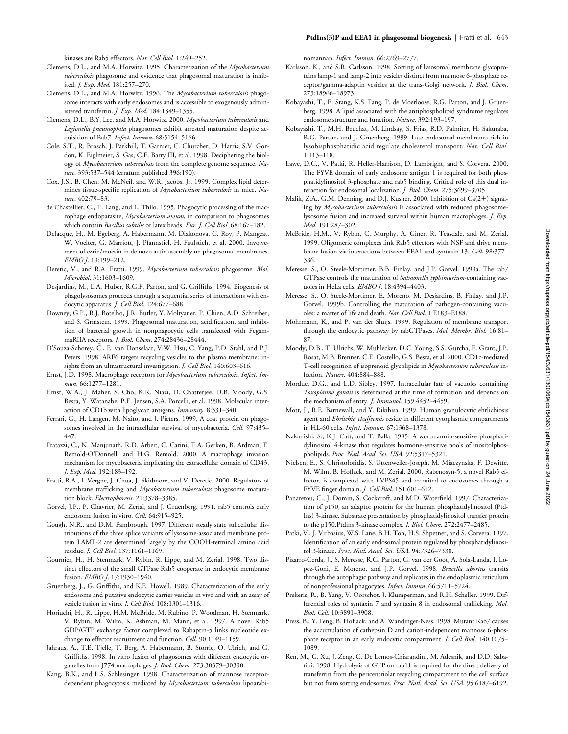kinases are Rab5 effectors. *Nat. Cell Biol.* 1:249–252.

Clemens, D.L., and M.A. Horwitz. 1995. Characterization of the *Mycobacterium tuberculosis* phagosome and evidence that phagosomal maturation is inhibited. *J. Exp. Med.* 181:257–270.

Clemens, D.L., and M.A. Horwitz. 1996. The *Mycobacterium tuberculosis* phagosome interacts with early endosomes and is accessible to exogenously administered transferrin. *J. Exp. Med.* 184:1349–1355.

Clemens, D.L., B.Y. Lee, and M.A. Horwitz. 2000. *Mycobacterium tuberculosis* and *Legionella pneumophila* phagosomes exhibit arrested maturation despite acquisition of Rab7. *Infect. Immun.* 68:5154–5166.

Cole, S.T., R. Brosch, J. Parkhill, T. Garnier, C. Churcher, D. Harris, S.V. Gordon, K. Eiglmeier, S. Gas, C.E. Barry III, et al. 1998. Deciphering the biology of *Mycobacterium tuberculosis* from the complete genome sequence. *Nature.* 393:537–544 (erratum published 396:190).

Cox, J.S., B. Chen, M. McNeil, and W.R. Jacobs, Jr. 1999. Complex lipid determines tissue-specific replication of *Mycobacterium tuberculosis* in mice. *Nature.* 402:79–83.

de Chastellier, C., T. Lang, and L. Thilo. 1995. Phagocytic processing of the macrophage endoparasite, *Mycobacterium avium*, in comparison to phagosomes which contain *Bacillus subtilis* or latex beads. *Eur. J. Cell Biol.* 68:167–182.

Defacque, H., M. Egeberg, A. Habermann, M. Diakonova, C. Roy, P. Mangeat, W. Voelter, G. Marriott, J. Pfannstiel, H. Faulstich, et al. 2000. Involvement of ezrin/moesin in de novo actin assembly on phagosomal membranes. *EMBO J.* 19:199–212.

Deretic, V., and R.A. Fratti. 1999. *Mycobacterium tuberculosis* phagosome. *Mol. Microbiol.* 31:1603–1609.

Desjardins, M., L.A. Huber, R.G.F. Parton, and G. Griffiths. 1994. Biogenesis of phagolysosomes proceeds through a sequential series of interactions with endocytic apparatus. *J. Cell Biol.* 124:677–688.

Downey, G.P., R.J. Botelho, J.R. Butler, Y. Moltyaner, P. Chien, A.D. Schreiber, and S. Grinstein. 1999. Phagosomal maturation, acidification, and inhibition of bacterial growth in nonphagocytic cells transfected with FcgammaRIIA receptors. *J. Biol. Chem.* 274:28436–28444.

D'Souza-Schorey, C., E. van Donselaar, V.W. Hsu, C. Yang, P.D. Stahl, and P.J. Peters. 1998. ARF6 targets recycling vesicles to the plasma membrane: insights from an ultrastructural investigation. *J. Cell Biol.* 140:603–616.

Ernst, J.D. 1998. Macrophage receptors for *Mycobacterium tuberculosis*. *Infect. Immun.* 66:1277–1281.

Ernst, W.A., J. Maher, S. Cho, K.R. Niazi, D. Chatterjee, D.B. Moody, G.S. Besra, Y. Watanabe, P.E. Jensen, S.A. Porcelli, et al. 1998. Molecular interaction of CD1b with lipoglycan antigens. *Immunity.* 8:331–340.

Ferrari, G., H. Langen, M. Naito, and J. Pieters. 1999. A coat protein on phagosomes involved in the intracellular survival of mycobacteria. *Cell.* 97:435–447.

Fratazzi, C., N. Manjunath, R.D. Arbeit, C. Carini, T.A. Gerken, B. Ardman, E. Remold-O'Donnell, and H.G. Remold. 2000. A macrophage invasion mechanism for mycobacteria implicating the extracellular domain of CD43. *J. Exp. Med.* 192:183–192.

Fratti, R.A., I. Vergne, J. Chua, J. Skidmore, and V. Deretic. 2000. Regulators of membrane trafficking and *Mycobacterium tuberculosis* phagosome maturation block. *Electrophoresis.* 21:3378–3385.

Gorvel, J.P., P. Chavrier, M. Zerial, and J. Gruenberg. 1991. rab5 controls early endosome fusion in vitro. *Cell.* 64:915–925.

Gough, N.R., and D.M. Fambrough. 1997. Different steady state subcellular distributions of the three splice variants of lysosome-associated membrane protein LAMP-2 are determined largely by the COOH-terminal amino acid residue. *J. Cell Biol.* 137:1161–1169.

Gournier, H., H. Stenmark, V. Rybin, R. Lippe, and M. Zerial. 1998. Two distinct effectors of the small GTPase Rab5 cooperate in endocytic membrane fusion. *EMBO J.* 17:1930–1940.

Gruenberg, J., G. Griffiths, and K.E. Howell. 1989. Characterization of the early endosome and putative endocytic carrier vesicles in vivo and with an assay of vesicle fusion in vitro. *J. Cell Biol.* 108:1301–1316.

Horiuchi, H., R. Lippe, H.M. McBride, M. Rubino, P. Woodman, H. Stenmark, V. Rybin, M. Wilm, K. Ashman, M. Mann, et al. 1997. A novel Rab5 GDP/GTP exchange factor complexed to Rabaptin-5 links nucleotide exchange to effector recruitment and function. *Cell.* 90:1149–1159.

Jahraus, A., T.E. Tjelle, T. Berg, A. Habermann, B. Storrie, O. Ullrich, and G. Griffiths. 1998. In vitro fusion of phagosomes with different endocytic organelles from J774 macrophages. *J. Biol. Chem.* 273:30379–30390.

Kang, B.K., and L.S. Schlesinger. 1998. Characterization of mannose receptor-dependent phagocytosis mediated by *Mycobacterium tuberculosis* lipoarabinomannan. *Infect. Immun.* 66:2769–2777.

Karlsson, K., and S.R. Carlsson. 1998. Sorting of lysosomal membrane glycoproteins lamp-1 and lamp-2 into vesicles distinct from mannose 6-phosphate receptor/gamma-adaptin vesicles at the trans-Golgi network. *J. Biol. Chem.* 273:18966–18973.

Kobayashi, T., E. Stang, K.S. Fang, P. de Moerloose, R.G. Parton, and J. Gruenberg. 1998. A lipid associated with the antiphospholipid syndrome regulates endosome structure and function. *Nature.* 392:193–197.

Kobayashi, T., M.H. Beuchat, M. Lindsay, S. Frias, R.D. Palmiter, H. Sakuraba, R.G. Parton, and J. Gruenberg. 1999. Late endosomal membranes rich in lysobisphosphatidic acid regulate cholesterol transport. *Nat. Cell Biol.* 1:113–118.

Lawe, D.C., V. Patki, R. Heller-Harrison, D. Lambright, and S. Corvera. 2000. The FYVE domain of early endosome antigen 1 is required for both phosphatidylinositol 3-phosphate and rab5 binding. Critical role of this dual interaction for endosomal localization. *J. Biol. Chem.* 275:3699–3705.

Malik, Z.A., G.M. Denning, and D.J. Kusner. 2000. Inhibition of Ca(2+) signaling by *Mycobacterium tuberculosis* is associated with reduced phagosome-lysosome fusion and increased survival within human macrophages. *J. Exp. Med.* 191:287–302.

McBride, H.M., V. Rybin, C. Murphy, A. Giner, R. Teasdale, and M. Zerial. 1999. Oligomeric complexes link Rab5 effectors with NSF and drive membrane fusion via interactions between EEA1 and syntaxin 13. *Cell.* 98:377–386.

Meresse, S., O. Steele-Mortimer, B.B. Finlay, and J.P. Gorvel. 1999a. The rab7 GTPase controls the maturation of *Salmonella typhimurium*-containing vacuoles in HeLa cells. *EMBO J.* 18:4394–4403.

Meresse, S., O. Steele-Mortimer, E. Moreno, M. Desjardins, B. Finlay, and J.P. Gorvel. 1999b. Controlling the maturation of pathogen-containing vacuoles: a matter of life and death. *Nat. Cell Biol.* 1:E183–E188.

Mohrmann, K., and P. van der Sluijs. 1999. Regulation of membrane transport through the endocytic pathway by rabGTPases. *Mol. Membr. Biol.* 16:81–87.

Moody, D.B., T. Ulrichs, W. Muhlecker, D.C. Young, S.S. Gurcha, E. Grant, J.P. Rosat, M.B. Brenner, C.E. Costello, G.S. Besra, et al. 2000. CD1c-mediated T-cell recognition of isoprenoid glycolipids in *Mycobacterium tuberculosis* infection. *Nature.* 404:884–888.

Mordue, D.G., and L.D. Sibley. 1997. Intracellular fate of vacuoles containing *Toxoplasma gondii* is determined at the time of formation and depends on the mechanism of entry. *J. Immunol.* 159:4452–4459.

Mott, J., R.E. Barnewall, and Y. Rikihisa. 1999. Human granulocytic ehrlichiosis agent and *Ehrlichia chaffeensis* reside in different cytoplasmic compartments in HL-60 cells. *Infect. Immun.* 67:1368–1378.

Nakanishi, S., K.J. Catt, and T. Balla. 1995. A wortmannin-sensitive phosphatidylinositol 4-kinase that regulates hormone-sensitive pools of inositolphospholipids. *Proc. Natl. Acad. Sci. USA.* 92:5317–5321.

Nielsen, E., S. Christoforidis, S. Uttenweiler-Joseph, M. Miaczynska, F. Dewitte, M. Wilm, B. Hoflack, and M. Zerial. 2000. Rabenosyn-5, a novel Rab5 effector, is complexed with hVPS45 and recruited to endosomes through a FYVE finger domain. *J. Cell Biol.* 151:601–612.

Panaretou, C., J. Domin, S. Cockcroft, and M.D. Waterfield. 1997. Characterization of p150, an adaptor protein for the human phosphatidylinositol (PtdIns) 3-kinase. Substrate presentation by phosphatidylinositol transfer protein to the p150.Ptdins 3-kinase complex. *J. Biol. Chem.* 272:2477–2485.

Patki, V., J. Virbasius, W.S. Lane, B.H. Toh, H.S. Shpetner, and S. Corvera. 1997. Identification of an early endosomal protein regulated by phosphatidylinositol 3-kinase. *Proc. Natl. Acad. Sci. USA.* 94:7326–7330.

Pizarro-Cerda, J., S. Meresse, R.G. Parton, G. van der Goot, A. Sola-Landa, I. Lopez-Goni, E. Moreno, and J.P. Gorvel. 1998. *Brucella abortus* transits through the autophagic pathway and replicates in the endoplasmic reticulum of nonprofessional phagocytes. *Infect. Immun.* 66:5711–5724.

Prekeris, R., B. Yang, V. Oorschot, J. Klumperman, and R.H. Scheller. 1999. Differential roles of syntaxin 7 and syntaxin 8 in endosomal trafficking. *Mol. Biol. Cell.* 10:3891–3908.

Press, B., Y. Feng, B. Hoflack, and A. Wandinger-Ness. 1998. Mutant Rab7 causes the accumulation of cathepsin D and cation-independent mannose 6-phosphate receptor in an early endocytic compartment. *J. Cell Biol.* 140:1075–1089.

Ren, M., G. Xu, J. Zeng, C. De Lemos-Chiarandini, M. Adesnik, and D.D. Sabatini. 1998. Hydrolysis of GTP on rab11 is required for the direct delivery of transferrin from the pericentriolar recycling compartment to the cell surface but not from sorting endosomes. *Proc. Natl. Acad. Sci. USA.* 95:6187–6192.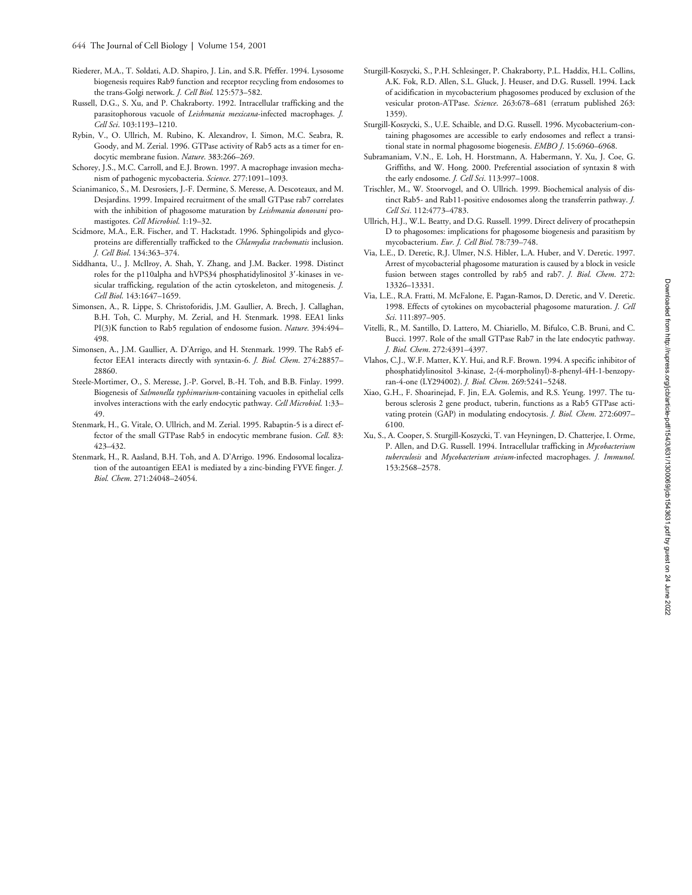Riederer, M.A., T. Soldati, A.D. Shapiro, J. Lin, and S.R. Pfeffer. 1994. Lysosome biogenesis requires Rab9 function and receptor recycling from endosomes to the trans-Golgi network. *J. Cell Biol.* 125:573–582.

Russell, D.G., S. Xu, and P. Chakraborty. 1992. Intracellular trafficking and the parasitophorous vacuole of *Leishmania mexicana*-infected macrophages. *J. Cell Sci*. 103:1193–1210.

Rybin, V., O. Ullrich, M. Rubino, K. Alexandrov, I. Simon, M.C. Seabra, R. Goody, and M. Zerial. 1996. GTPase activity of Rab5 acts as a timer for endocytic membrane fusion. *Nature*. 383:266–269.

Schorey, J.S., M.C. Carroll, and E.J. Brown. 1997. A macrophage invasion mechanism of pathogenic mycobacteria. *Science*. 277:1091–1093.

Scianimanico, S., M. Desrosiers, J.-F. Dermine, S. Meresse, A. Descoteaux, and M. Desjardins. 1999. Impaired recruitment of the small GTPase rab7 correlates with the inhibition of phagosome maturation by *Leishmania donovani* promastigotes. *Cell Microbiol.* 1:19–32.

Scidmore, M.A., E.R. Fischer, and T. Hackstadt. 1996. Sphingolipids and glycoproteins are differentially trafficked to the *Chlamydia trachomatis* inclusion. *J. Cell Biol.* 134:363–374.

Siddhanta, U., J. McIlroy, A. Shah, Y. Zhang, and J.M. Backer. 1998. Distinct roles for the p110alpha and hVPS34 phosphatidylinositol 3′-kinases in vesicular trafficking, regulation of the actin cytoskeleton, and mitogenesis. *J. Cell Biol*. 143:1647–1659.

Simonsen, A., R. Lippe, S. Christoforidis, J.M. Gaullier, A. Brech, J. Callaghan, B.H. Toh, C. Murphy, M. Zerial, and H. Stenmark. 1998. EEA1 links PI(3)K function to Rab5 regulation of endosome fusion. *Nature*. 394:494–498.

Simonsen, A., J.M. Gaullier, A. D'Arrigo, and H. Stenmark. 1999. The Rab5 effector EEA1 interacts directly with syntaxin-6. *J. Biol. Chem*. 274:28857–28860.

Steele-Mortimer, O., S. Meresse, J.-P. Gorvel, B.-H. Toh, and B.B. Finlay. 1999. Biogenesis of *Salmonella typhimurium*-containing vacuoles in epithelial cells involves interactions with the early endocytic pathway. *Cell Microbiol.* 1:33–49.

Stenmark, H., G. Vitale, O. Ullrich, and M. Zerial. 1995. Rabaptin-5 is a direct effector of the small GTPase Rab5 in endocytic membrane fusion. *Cell.* 83:423–432.

Stenmark, H., R. Aasland, B.H. Toh, and A. D'Arrigo. 1996. Endosomal localization of the autoantigen EEA1 is mediated by a zinc-binding FYVE finger. *J. Biol. Chem*. 271:24048–24054.

Sturgill-Koszycki, S., P.H. Schlesinger, P. Chakraborty, P.L. Haddix, H.L. Collins, A.K. Fok, R.D. Allen, S.L. Gluck, J. Heuser, and D.G. Russell. 1994. Lack of acidification in mycobacterium phagosomes produced by exclusion of the vesicular proton-ATPase. *Science*. 263:678–681 (erratum published 263:1359).

Sturgill-Koszycki, S., U.E. Schaible, and D.G. Russell. 1996. Mycobacterium-containing phagosomes are accessible to early endosomes and reflect a transitional state in normal phagosome biogenesis. *EMBO J.* 15:6960–6968.

Subramaniam, V.N., E. Loh, H. Horstmann, A. Habermann, Y. Xu, J. Coe, G. Griffiths, and W. Hong. 2000. Preferential association of syntaxin 8 with the early endosome. *J. Cell Sci*. 113:997–1008.

Trischler, M., W. Stoorvogel, and O. Ullrich. 1999. Biochemical analysis of distinct Rab5- and Rab11-positive endosomes along the transferrin pathway. *J. Cell Sci*. 112:4773–4783.

Ullrich, H.J., W.L. Beatty, and D.G. Russell. 1999. Direct delivery of procathepsin D to phagosomes: implications for phagosome biogenesis and parasitism by mycobacterium. *Eur. J. Cell Biol*. 78:739–748.

Via, L.E., D. Deretic, R.J. Ulmer, N.S. Hibler, L.A. Huber, and V. Deretic. 1997. Arrest of mycobacterial phagosome maturation is caused by a block in vesicle fusion between stages controlled by rab5 and rab7. *J. Biol. Chem*. 272:13326–13331.

Via, L.E., R.A. Fratti, M. McFalone, E. Pagan-Ramos, D. Deretic, and V. Deretic. 1998. Effects of cytokines on mycobacterial phagosome maturation. *J. Cell Sci*. 111:897–905.

Vitelli, R., M. Santillo, D. Lattero, M. Chiariello, M. Bifulco, C.B. Bruni, and C. Bucci. 1997. Role of the small GTPase Rab7 in the late endocytic pathway. *J. Biol. Chem*. 272:4391–4397.

Vlahos, C.J., W.F. Matter, K.Y. Hui, and R.F. Brown. 1994. A specific inhibitor of phosphatidylinositol 3-kinase, 2-(4-morpholinyl)-8-phenyl-4H-1-benzopyran-4-one (LY294002). *J. Biol. Chem*. 269:5241–5248.

Xiao, G.H., F. Shoarinejad, F. Jin, E.A. Golemis, and R.S. Yeung. 1997. The tuberous sclerosis 2 gene product, tuberin, functions as a Rab5 GTPase activating protein (GAP) in modulating endocytosis. *J. Biol. Chem*. 272:6097–6100.

Xu, S., A. Cooper, S. Sturgill-Koszycki, T. van Heyningen, D. Chatterjee, I. Orme, P. Allen, and D.G. Russell. 1994. Intracellular trafficking in *Mycobacterium tuberculosis* and *Mycobacterium avium*-infected macrophages. *J. Immunol*. 153:2568–2578.